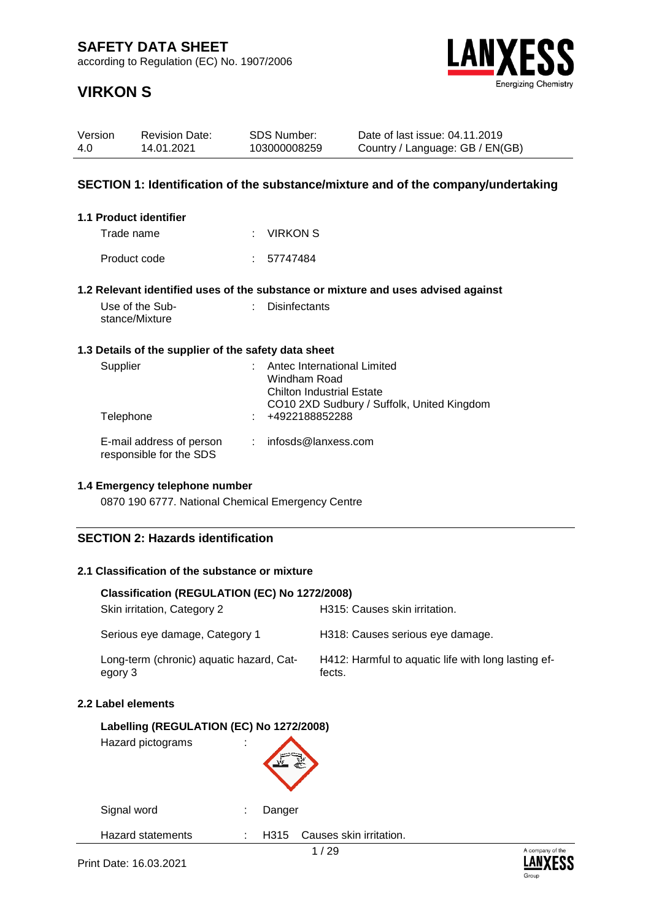# SAFETY DATA SHEET

according to Regulation (EC) No. 1907/2006

# VIRKON S

| Version | Revision Date: | SDS Number: | Date of last issue: 04.11.2019 |
|---|---|---|---|
| 4.0 | 14.01.2021 | 103000008259 | Country / Language: GB / EN(GB) |

## SECTION 1: Identification of the substance/mixture and of the company/undertaking

### 1.1 Product identifier

Trade name : VIRKON S

Product code : 57747484

### 1.2 Relevant identified uses of the substance or mixture and uses advised against

Use of the Substance/Mixture : Disinfectants

### 1.3 Details of the supplier of the safety data sheet

Supplier : Antec International Limited
Windham Road
Chilton Industrial Estate
CO10 2XD Sudbury / Suffolk, United Kingdom

Telephone : +4922188852288

E-mail address of person responsible for the SDS : infosds@lanxess.com

### 1.4 Emergency telephone number

0870 190 6777. National Chemical Emergency Centre

## SECTION 2: Hazards identification

### 2.1 Classification of the substance or mixture

**Classification (REGULATION (EC) No 1272/2008)**

| | |
|---|---|
| Skin irritation, Category 2 | H315: Causes skin irritation. |
| Serious eye damage, Category 1 | H318: Causes serious eye damage. |
| Long-term (chronic) aquatic hazard, Category 3 | H412: Harmful to aquatic life with long lasting effects. |

### 2.2 Label elements

**Labelling (REGULATION (EC) No 1272/2008)**

Hazard pictograms :

Signal word : Danger

Hazard statements : H315 Causes skin irritation.

Print Date: 16.03.2021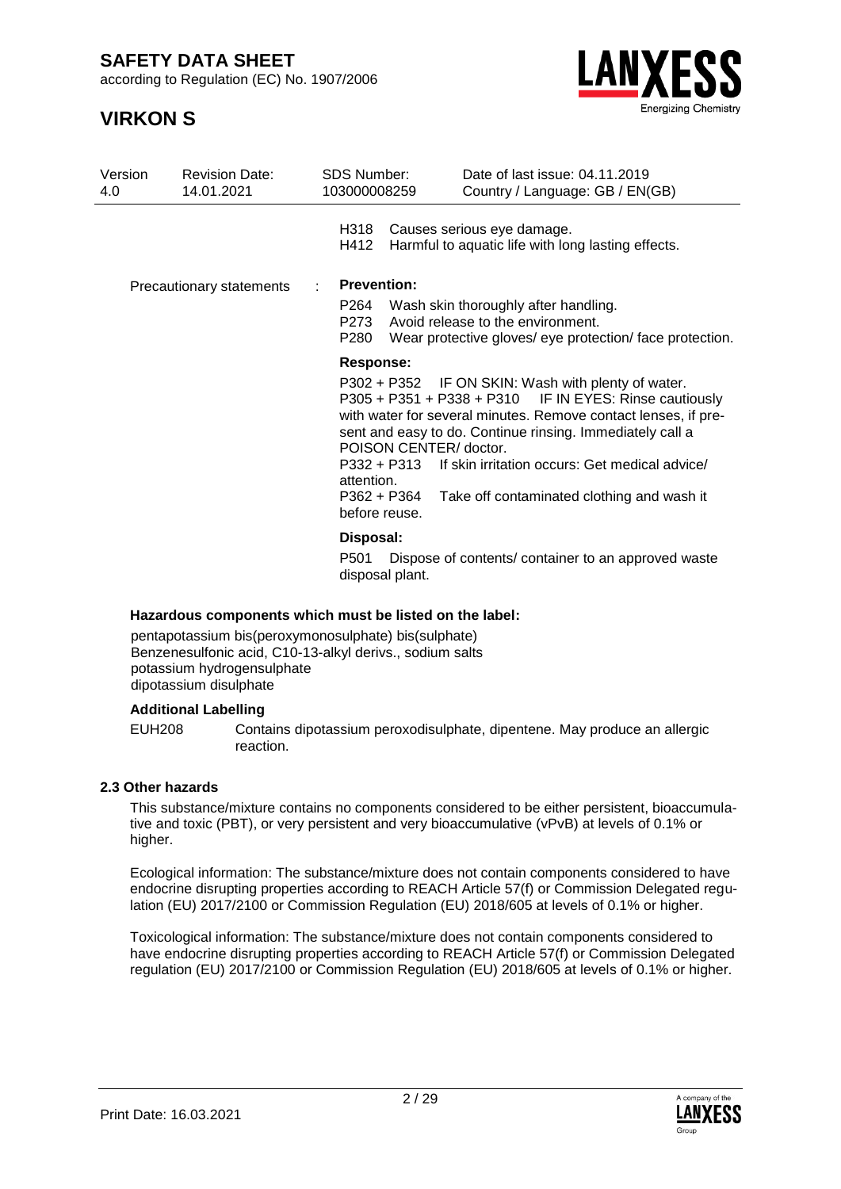H318 Causes serious eye damage.
H412 Harmful to aquatic life with long lasting effects.

Precautionary statements :

**Prevention:**

P264 Wash skin thoroughly after handling.
P273 Avoid release to the environment.
P280 Wear protective gloves/ eye protection/ face protection.

**Response:**

P302 + P352 IF ON SKIN: Wash with plenty of water.
P305 + P351 + P338 + P310 IF IN EYES: Rinse cautiously with water for several minutes. Remove contact lenses, if present and easy to do. Continue rinsing. Immediately call a POISON CENTER/ doctor.
P332 + P313 If skin irritation occurs: Get medical advice/ attention.
P362 + P364 Take off contaminated clothing and wash it before reuse.

**Disposal:**

P501 Dispose of contents/ container to an approved waste disposal plant.

**Hazardous components which must be listed on the label:**

pentapotassium bis(peroxymonosulphate) bis(sulphate)
Benzenesulfonic acid, C10-13-alkyl derivs., sodium salts
potassium hydrogensulphate
dipotassium disulphate

**Additional Labelling**

EUH208 Contains dipotassium peroxodisulphate, dipentene. May produce an allergic reaction.

### 2.3 Other hazards

This substance/mixture contains no components considered to be either persistent, bioaccumulative and toxic (PBT), or very persistent and very bioaccumulative (vPvB) at levels of 0.1% or higher.

Ecological information: The substance/mixture does not contain components considered to have endocrine disrupting properties according to REACH Article 57(f) or Commission Delegated regulation (EU) 2017/2100 or Commission Regulation (EU) 2018/605 at levels of 0.1% or higher.

Toxicological information: The substance/mixture does not contain components considered to have endocrine disrupting properties according to REACH Article 57(f) or Commission Delegated regulation (EU) 2017/2100 or Commission Regulation (EU) 2018/605 at levels of 0.1% or higher.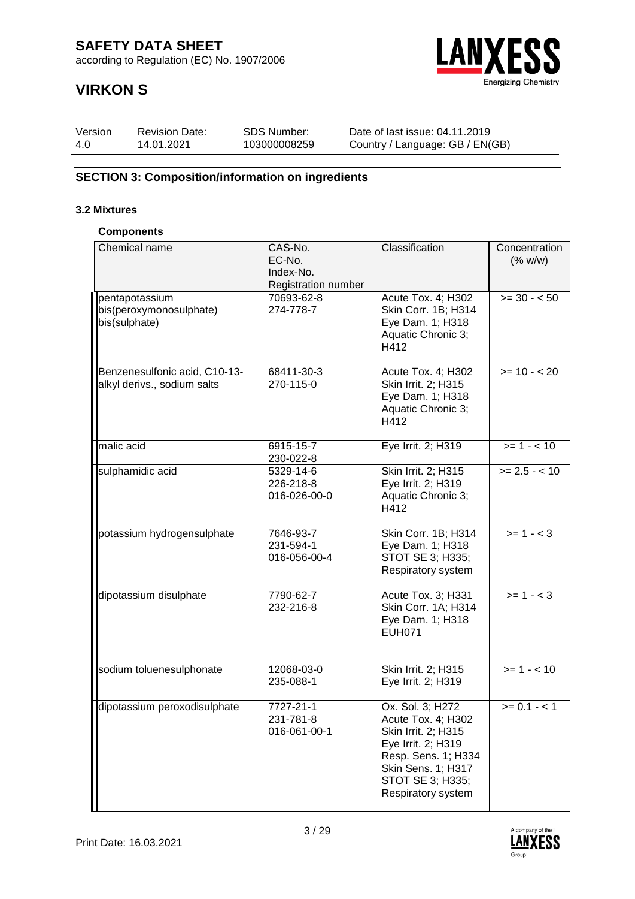## SECTION 3: Composition/information on ingredients

### 3.2 Mixtures

**Components**

| Chemical name | CAS-No.<br>EC-No.<br>Index-No.<br>Registration number | Classification | Concentration (% w/w) |
|---|---|---|---|
| pentapotassium bis(peroxymonosulphate) bis(sulphate) | 70693-62-8<br>274-778-7 | Acute Tox. 4; H302<br>Skin Corr. 1B; H314<br>Eye Dam. 1; H318<br>Aquatic Chronic 3; H412 | >= 30 - < 50 |
| Benzenesulfonic acid, C10-13-alkyl derivs., sodium salts | 68411-30-3<br>270-115-0 | Acute Tox. 4; H302<br>Skin Irrit. 2; H315<br>Eye Dam. 1; H318<br>Aquatic Chronic 3; H412 | >= 10 - < 20 |
| malic acid | 6915-15-7<br>230-022-8 | Eye Irrit. 2; H319 | >= 1 - < 10 |
| sulphamidic acid | 5329-14-6<br>226-218-8<br>016-026-00-0 | Skin Irrit. 2; H315<br>Eye Irrit. 2; H319<br>Aquatic Chronic 3; H412 | >= 2.5 - < 10 |
| potassium hydrogensulphate | 7646-93-7<br>231-594-1<br>016-056-00-4 | Skin Corr. 1B; H314<br>Eye Dam. 1; H318<br>STOT SE 3; H335; Respiratory system | >= 1 - < 3 |
| dipotassium disulphate | 7790-62-7<br>232-216-8 | Acute Tox. 3; H331<br>Skin Corr. 1A; H314<br>Eye Dam. 1; H318<br>EUH071 | >= 1 - < 3 |
| sodium toluenesulphonate | 12068-03-0<br>235-088-1 | Skin Irrit. 2; H315<br>Eye Irrit. 2; H319 | >= 1 - < 10 |
| dipotassium peroxodisulphate | 7727-21-1<br>231-781-8<br>016-061-00-1 | Ox. Sol. 3; H272<br>Acute Tox. 4; H302<br>Skin Irrit. 2; H315<br>Eye Irrit. 2; H319<br>Resp. Sens. 1; H334<br>Skin Sens. 1; H317<br>STOT SE 3; H335; Respiratory system | >= 0.1 - < 1 |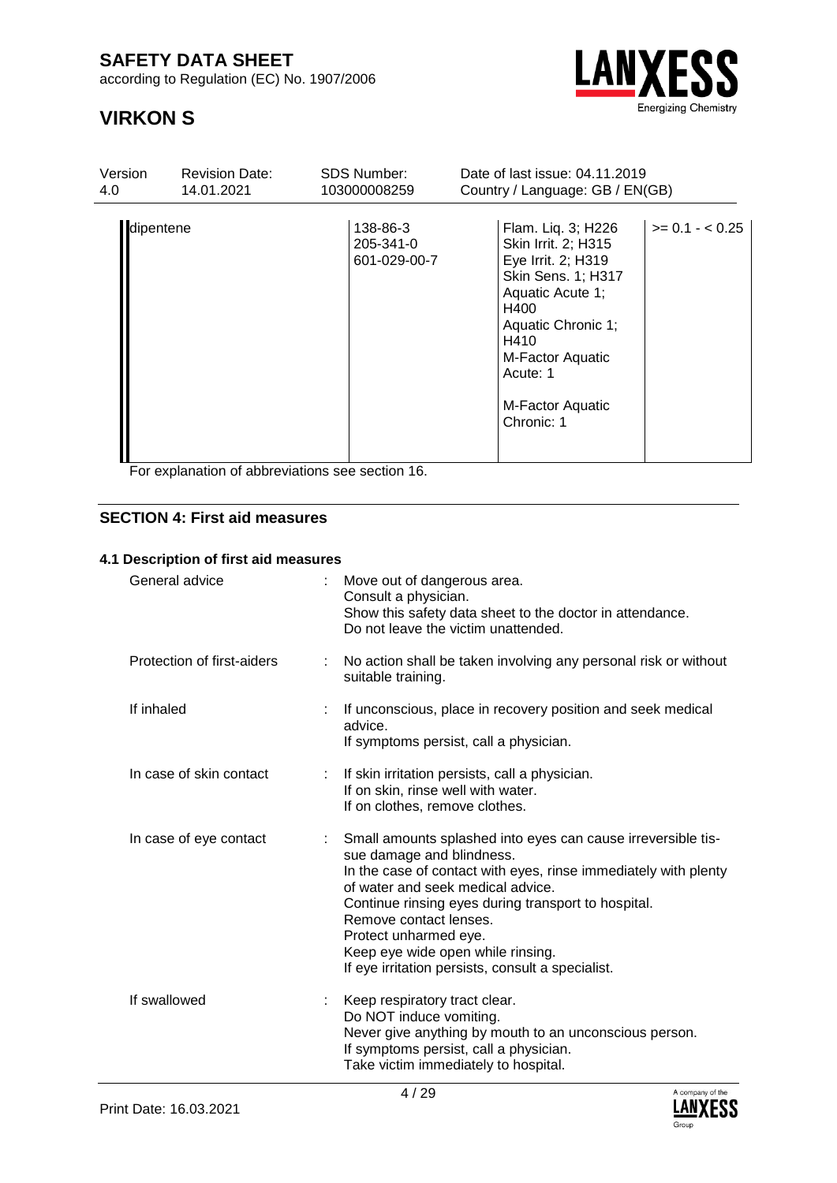| dipentene | 138-86-3<br>205-341-0<br>601-029-00-7 | Flam. Liq. 3; H226<br>Skin Irrit. 2; H315<br>Eye Irrit. 2; H319<br>Skin Sens. 1; H317<br>Aquatic Acute 1; H400<br>Aquatic Chronic 1; H410<br>M-Factor Aquatic Acute: 1<br><br>M-Factor Aquatic Chronic: 1 | >= 0.1 - < 0.25 |
|---|---|---|---|

For explanation of abbreviations see section 16.

## SECTION 4: First aid measures

### 4.1 Description of first aid measures

| | | |
|---|---|---|
| General advice | : | Move out of dangerous area.<br>Consult a physician.<br>Show this safety data sheet to the doctor in attendance.<br>Do not leave the victim unattended. |
| Protection of first-aiders | : | No action shall be taken involving any personal risk or without suitable training. |
| If inhaled | : | If unconscious, place in recovery position and seek medical advice.<br>If symptoms persist, call a physician. |
| In case of skin contact | : | If skin irritation persists, call a physician.<br>If on skin, rinse well with water.<br>If on clothes, remove clothes. |
| In case of eye contact | : | Small amounts splashed into eyes can cause irreversible tissue damage and blindness.<br>In the case of contact with eyes, rinse immediately with plenty of water and seek medical advice.<br>Continue rinsing eyes during transport to hospital.<br>Remove contact lenses.<br>Protect unharmed eye.<br>Keep eye wide open while rinsing.<br>If eye irritation persists, consult a specialist. |
| If swallowed | : | Keep respiratory tract clear.<br>Do NOT induce vomiting.<br>Never give anything by mouth to an unconscious person.<br>If symptoms persist, call a physician.<br>Take victim immediately to hospital. |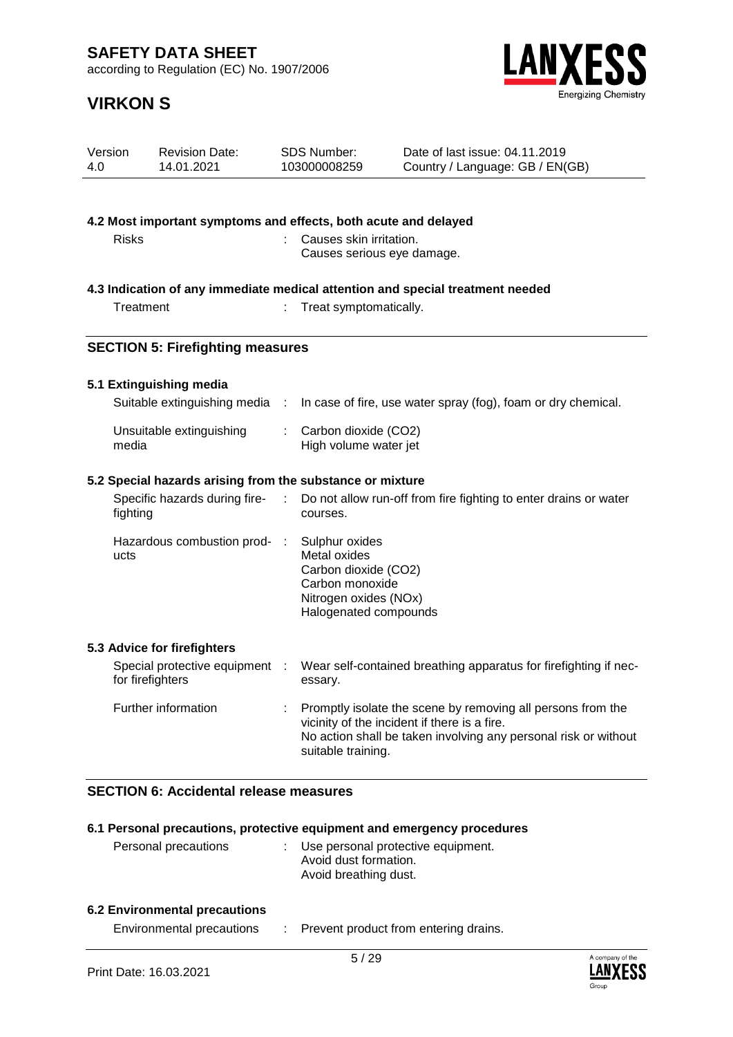### 4.2 Most important symptoms and effects, both acute and delayed

| | |
|---|---|
| Risks | : Causes skin irritation.<br>Causes serious eye damage. |

### 4.3 Indication of any immediate medical attention and special treatment needed

| | |
|---|---|
| Treatment | : Treat symptomatically. |

## SECTION 5: Firefighting measures

### 5.1 Extinguishing media

| | |
|---|---|
| Suitable extinguishing media | : In case of fire, use water spray (fog), foam or dry chemical. |
| Unsuitable extinguishing media | : Carbon dioxide ($CO_2$)<br>High volume water jet |

### 5.2 Special hazards arising from the substance or mixture

| | |
|---|---|
| Specific hazards during fire-fighting | : Do not allow run-off from fire fighting to enter drains or water courses. |
| Hazardous combustion products | : Sulphur oxides<br>Metal oxides<br>Carbon dioxide ($CO_2$)<br>Carbon monoxide<br>Nitrogen oxides ($NO_x$)<br>Halogenated compounds |

### 5.3 Advice for firefighters

| | |
|---|---|
| Special protective equipment for firefighters | : Wear self-contained breathing apparatus for firefighting if necessary. |
| Further information | : Promptly isolate the scene by removing all persons from the vicinity of the incident if there is a fire.<br>No action shall be taken involving any personal risk or without suitable training. |

## SECTION 6: Accidental release measures

### 6.1 Personal precautions, protective equipment and emergency procedures

| | |
|---|---|
| Personal precautions | : Use personal protective equipment.<br>Avoid dust formation.<br>Avoid breathing dust. |

### 6.2 Environmental precautions

| | |
|---|---|
| Environmental precautions | : Prevent product from entering drains. |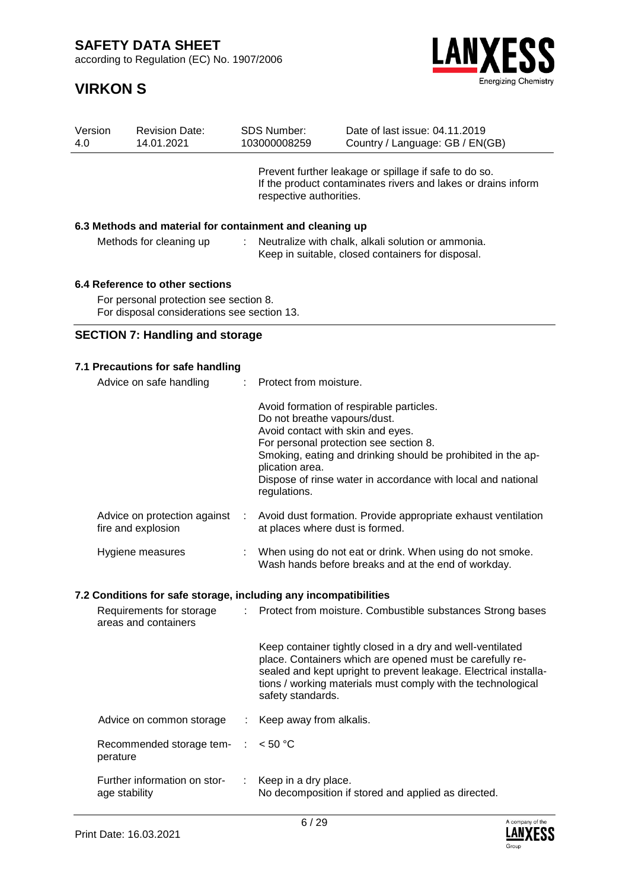Prevent further leakage or spillage if safe to do so.
If the product contaminates rivers and lakes or drains inform respective authorities.

### 6.3 Methods and material for containment and cleaning up

| | | |
|---|---|---|
| Methods for cleaning up | : | Neutralize with chalk, alkali solution or ammonia.<br>Keep in suitable, closed containers for disposal. |

### 6.4 Reference to other sections

For personal protection see section 8.
For disposal considerations see section 13.

## SECTION 7: Handling and storage

### 7.1 Precautions for safe handling

| | | |
|---|---|---|
| Advice on safe handling | : | Protect from moisture.<br><br>Avoid formation of respirable particles.<br>Do not breathe vapours/dust.<br>Avoid contact with skin and eyes.<br>For personal protection see section 8.<br>Smoking, eating and drinking should be prohibited in the application area.<br>Dispose of rinse water in accordance with local and national regulations. |
| Advice on protection against fire and explosion | : | Avoid dust formation. Provide appropriate exhaust ventilation at places where dust is formed. |
| Hygiene measures | : | When using do not eat or drink. When using do not smoke.<br>Wash hands before breaks and at the end of workday. |

### 7.2 Conditions for safe storage, including any incompatibilities

| | | |
|---|---|---|
| Requirements for storage areas and containers | : | Protect from moisture. Combustible substances Strong bases<br><br>Keep container tightly closed in a dry and well-ventilated place. Containers which are opened must be carefully resealed and kept upright to prevent leakage. Electrical installations / working materials must comply with the technological safety standards. |
| Advice on common storage | : | Keep away from alkalis. |
| Recommended storage temperature | : | < 50 °C |
| Further information on storage stability | : | Keep in a dry place.<br>No decomposition if stored and applied as directed. |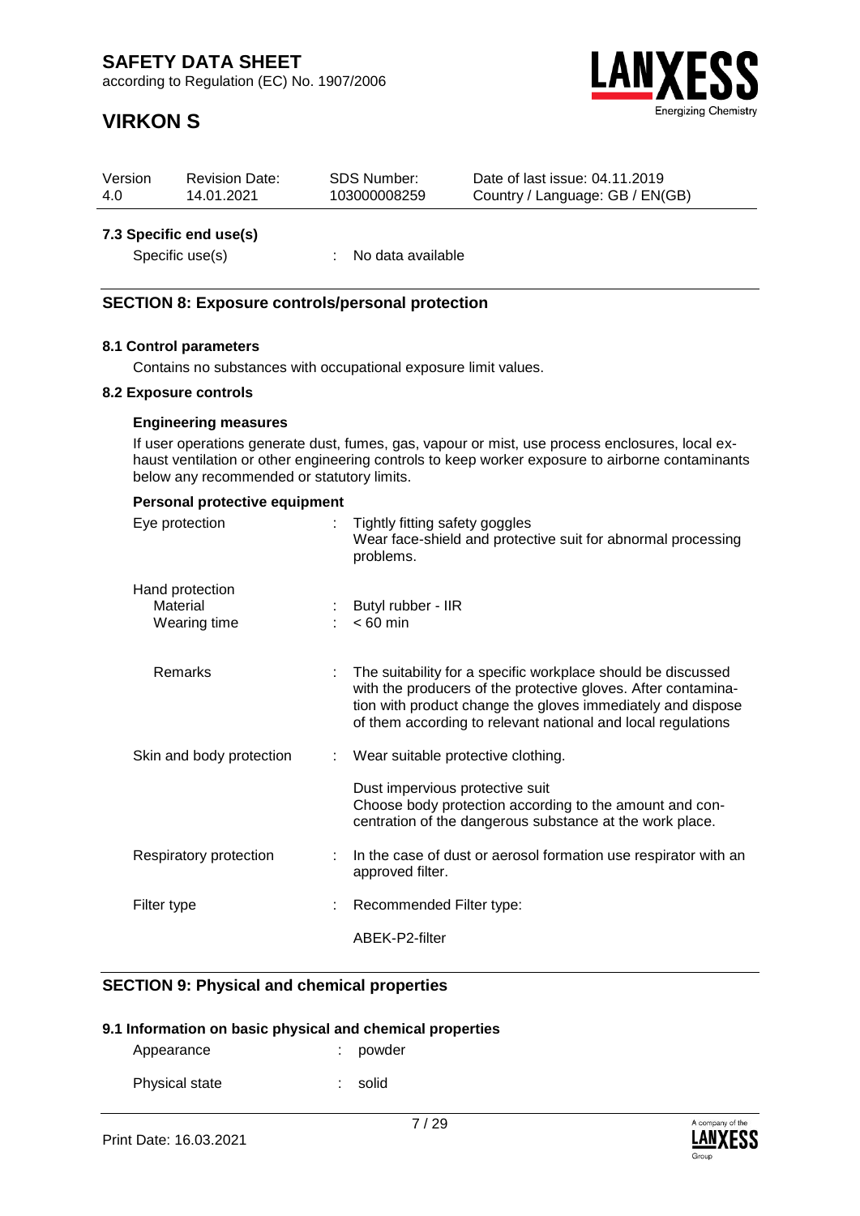### 7.3 Specific end use(s)

Specific use(s) : No data available

## SECTION 8: Exposure controls/personal protection

### 8.1 Control parameters

Contains no substances with occupational exposure limit values.

### 8.2 Exposure controls

**Engineering measures**

If user operations generate dust, fumes, gas, vapour or mist, use process enclosures, local exhaust ventilation or other engineering controls to keep worker exposure to airborne contaminants below any recommended or statutory limits.

**Personal protective equipment**

Eye protection : Tightly fitting safety goggles
Wear face-shield and protective suit for abnormal processing problems.

Hand protection
Material : Butyl rubber - IIR
Wearing time : < 60 min

Remarks : The suitability for a specific workplace should be discussed with the producers of the protective gloves. After contamination with product change the gloves immediately and dispose of them according to relevant national and local regulations

Skin and body protection : Wear suitable protective clothing.

Dust impervious protective suit
Choose body protection according to the amount and concentration of the dangerous substance at the work place.

Respiratory protection : In the case of dust or aerosol formation use respirator with an approved filter.

Filter type : Recommended Filter type:

ABEK-P2-filter

## SECTION 9: Physical and chemical properties

### 9.1 Information on basic physical and chemical properties

Appearance : powder

Physical state : solid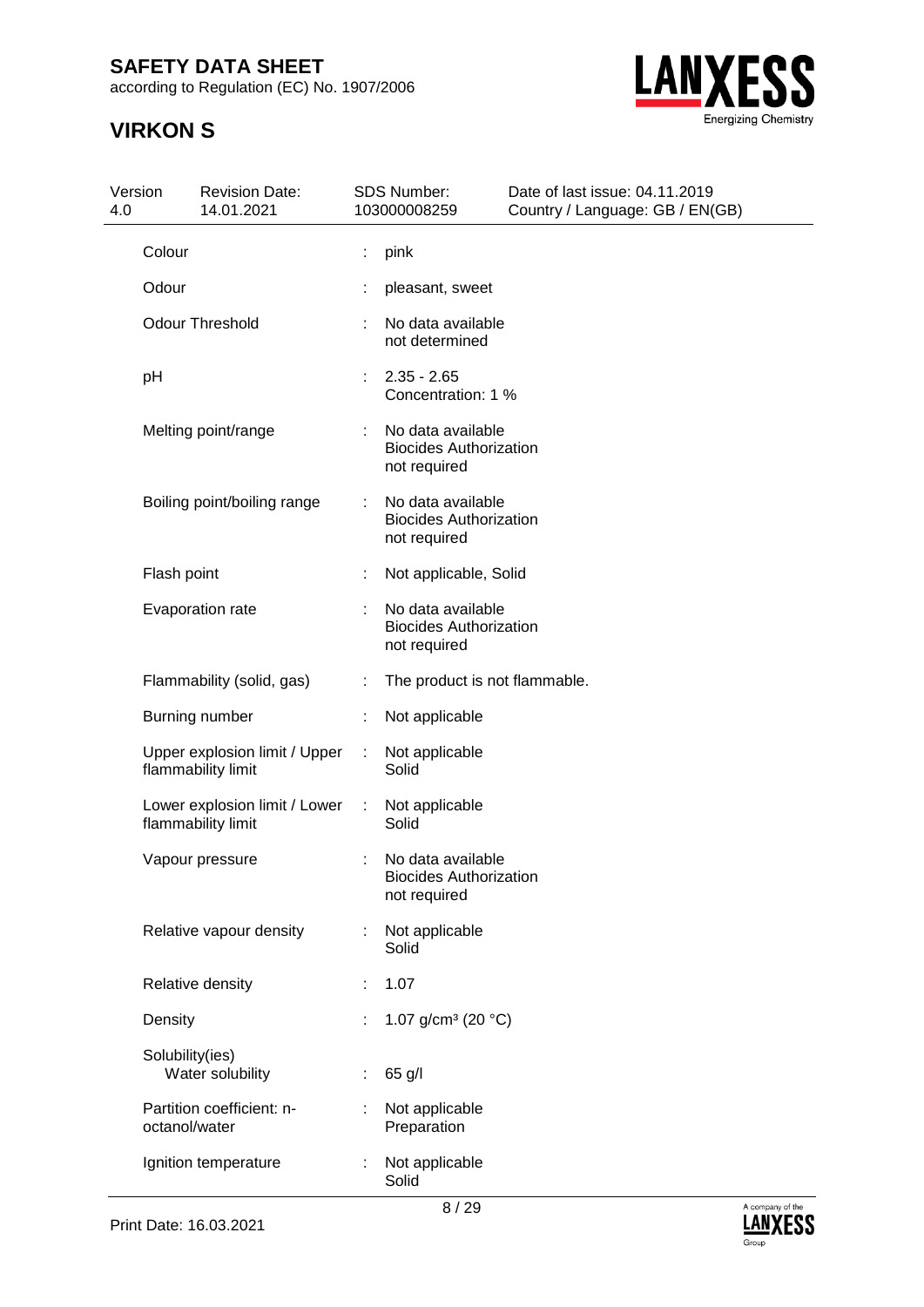| | | |
|---|---|---|
| Colour | : | pink |
| Odour | : | pleasant, sweet |
| Odour Threshold | : | No data available<br>not determined |
| pH | : | 2.35 - 2.65<br>Concentration: 1 % |
| Melting point/range | : | No data available<br>Biocides Authorization not required |
| Boiling point/boiling range | : | No data available<br>Biocides Authorization not required |
| Flash point | : | Not applicable, Solid |
| Evaporation rate | : | No data available<br>Biocides Authorization not required |
| Flammability (solid, gas) | : | The product is not flammable. |
| Burning number | : | Not applicable |
| Upper explosion limit / Upper flammability limit | : | Not applicable<br>Solid |
| Lower explosion limit / Lower flammability limit | : | Not applicable<br>Solid |
| Vapour pressure | : | No data available<br>Biocides Authorization not required |
| Relative vapour density | : | Not applicable<br>Solid |
| Relative density | : | 1.07 |
| Density | : | 1.07 g/cm³ (20 °C) |
| Solubility(ies)<br>Water solubility | : | 65 g/l |
| Partition coefficient: n-octanol/water | : | Not applicable<br>Preparation |
| Ignition temperature | : | Not applicable<br>Solid |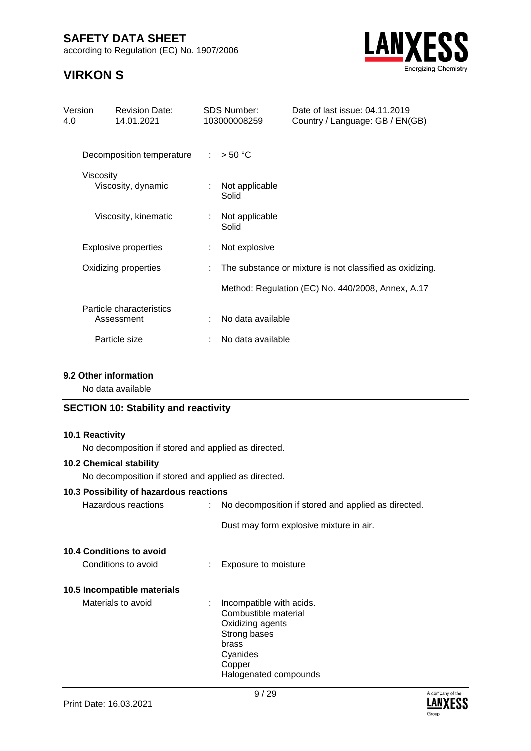| | | |
|---|---|---|
| Decomposition temperature | : | > 50 °C |
| Viscosity | | |
| Viscosity, dynamic | : | Not applicable<br>Solid |
| Viscosity, kinematic | : | Not applicable<br>Solid |
| Explosive properties | : | Not explosive |
| Oxidizing properties | : | The substance or mixture is not classified as oxidizing.<br><br>Method: Regulation (EC) No. 440/2008, Annex, A.17 |
| Particle characteristics | | |
| Assessment | : | No data available |
| Particle size | : | No data available |

### 9.2 Other information

No data available

## SECTION 10: Stability and reactivity

### 10.1 Reactivity

No decomposition if stored and applied as directed.

### 10.2 Chemical stability

No decomposition if stored and applied as directed.

### 10.3 Possibility of hazardous reactions

| | | |
|---|---|---|
| Hazardous reactions | : | No decomposition if stored and applied as directed.<br><br>Dust may form explosive mixture in air. |

### 10.4 Conditions to avoid

| | | |
|---|---|---|
| Conditions to avoid | : | Exposure to moisture |

### 10.5 Incompatible materials

| | | |
|---|---|---|
| Materials to avoid | : | Incompatible with acids.<br>Combustible material<br>Oxidizing agents<br>Strong bases<br>brass<br>Cyanides<br>Copper<br>Halogenated compounds |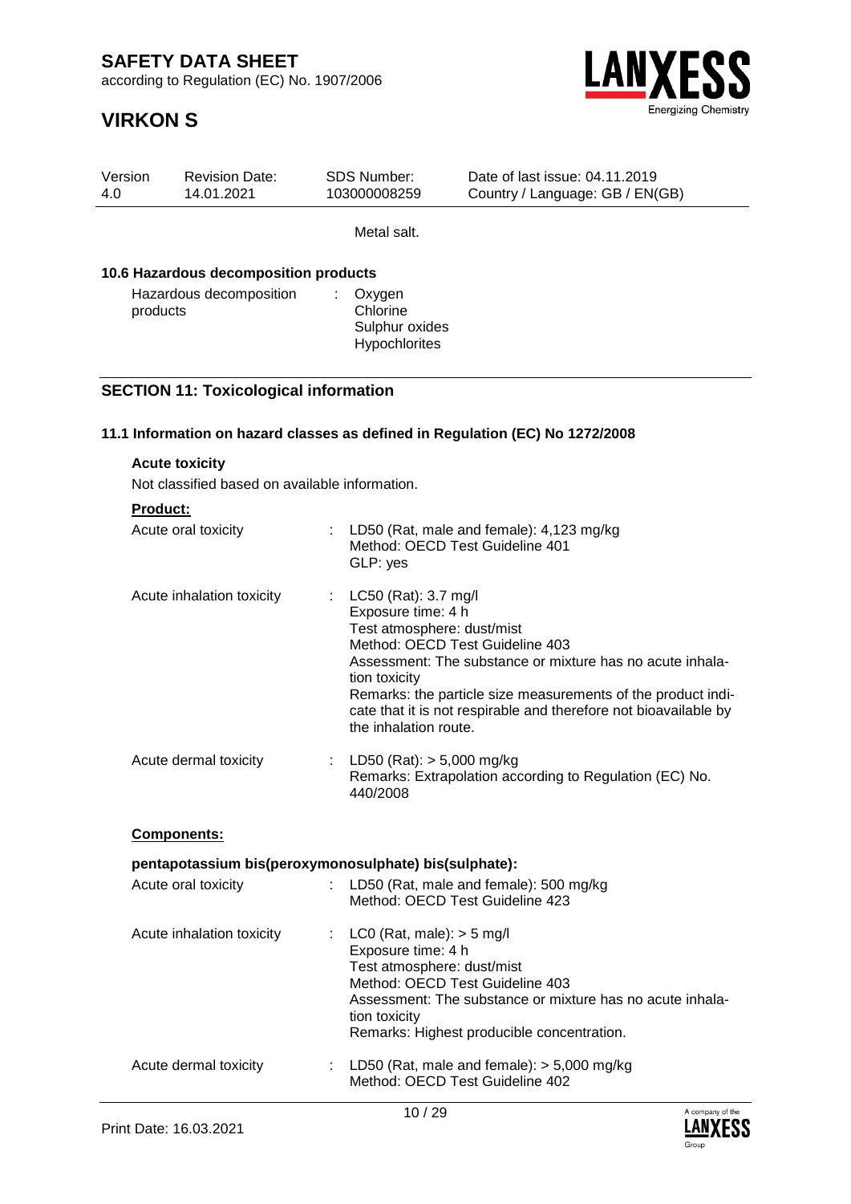Metal salt.

### 10.6 Hazardous decomposition products

| | | |
|---|---|---|
| Hazardous decomposition products | : | Oxygen<br>Chlorine<br>Sulphur oxides<br>Hypochlorites |

## SECTION 11: Toxicological information

### 11.1 Information on hazard classes as defined in Regulation (EC) No 1272/2008

**Acute toxicity**

Not classified based on available information.

**Product:**

| | | |
|---|---|---|
| Acute oral toxicity | : | LD50 (Rat, male and female): 4,123 mg/kg<br>Method: OECD Test Guideline 401<br>GLP: yes |
| Acute inhalation toxicity | : | LC50 (Rat): 3.7 mg/l<br>Exposure time: 4 h<br>Test atmosphere: dust/mist<br>Method: OECD Test Guideline 403<br>Assessment: The substance or mixture has no acute inhalation toxicity<br>Remarks: the particle size measurements of the product indicate that it is not respirable and therefore not bioavailable by the inhalation route. |
| Acute dermal toxicity | : | LD50 (Rat): > 5,000 mg/kg<br>Remarks: Extrapolation according to Regulation (EC) No. 440/2008 |

**Components:**

**pentapotassium bis(peroxymonosulphate) bis(sulphate):**

| | | |
|---|---|---|
| Acute oral toxicity | : | LD50 (Rat, male and female): 500 mg/kg<br>Method: OECD Test Guideline 423 |
| Acute inhalation toxicity | : | LC0 (Rat, male): > 5 mg/l<br>Exposure time: 4 h<br>Test atmosphere: dust/mist<br>Method: OECD Test Guideline 403<br>Assessment: The substance or mixture has no acute inhalation toxicity<br>Remarks: Highest producible concentration. |
| Acute dermal toxicity | : | LD50 (Rat, male and female): > 5,000 mg/kg<br>Method: OECD Test Guideline 402 |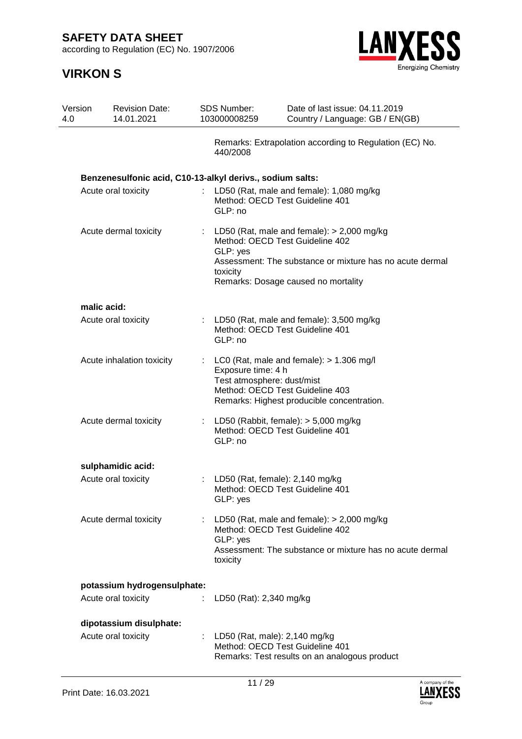Remarks: Extrapolation according to Regulation (EC) No. 440/2008

**Benzenesulfonic acid, C10-13-alkyl derivs., sodium salts:**

| | | |
|---|---|---|
| Acute oral toxicity | : | LD50 (Rat, male and female): 1,080 mg/kg<br>Method: OECD Test Guideline 401<br>GLP: no |
| Acute dermal toxicity | : | LD50 (Rat, male and female): > 2,000 mg/kg<br>Method: OECD Test Guideline 402<br>GLP: yes<br>Assessment: The substance or mixture has no acute dermal toxicity<br>Remarks: Dosage caused no mortality |

**malic acid:**

| | | |
|---|---|---|
| Acute oral toxicity | : | LD50 (Rat, male and female): 3,500 mg/kg<br>Method: OECD Test Guideline 401<br>GLP: no |
| Acute inhalation toxicity | : | LC0 (Rat, male and female): > 1.306 mg/l<br>Exposure time: 4 h<br>Test atmosphere: dust/mist<br>Method: OECD Test Guideline 403<br>Remarks: Highest producible concentration. |
| Acute dermal toxicity | : | LD50 (Rabbit, female): > 5,000 mg/kg<br>Method: OECD Test Guideline 401<br>GLP: no |

**sulphamidic acid:**

| | | |
|---|---|---|
| Acute oral toxicity | : | LD50 (Rat, female): 2,140 mg/kg<br>Method: OECD Test Guideline 401<br>GLP: yes |
| Acute dermal toxicity | : | LD50 (Rat, male and female): > 2,000 mg/kg<br>Method: OECD Test Guideline 402<br>GLP: yes<br>Assessment: The substance or mixture has no acute dermal toxicity |

**potassium hydrogensulphate:**

| | | |
|---|---|---|
| Acute oral toxicity | : | LD50 (Rat): 2,340 mg/kg |

**dipotassium disulphate:**

| | | |
|---|---|---|
| Acute oral toxicity | : | LD50 (Rat, male): 2,140 mg/kg<br>Method: OECD Test Guideline 401<br>Remarks: Test results on an analogous product |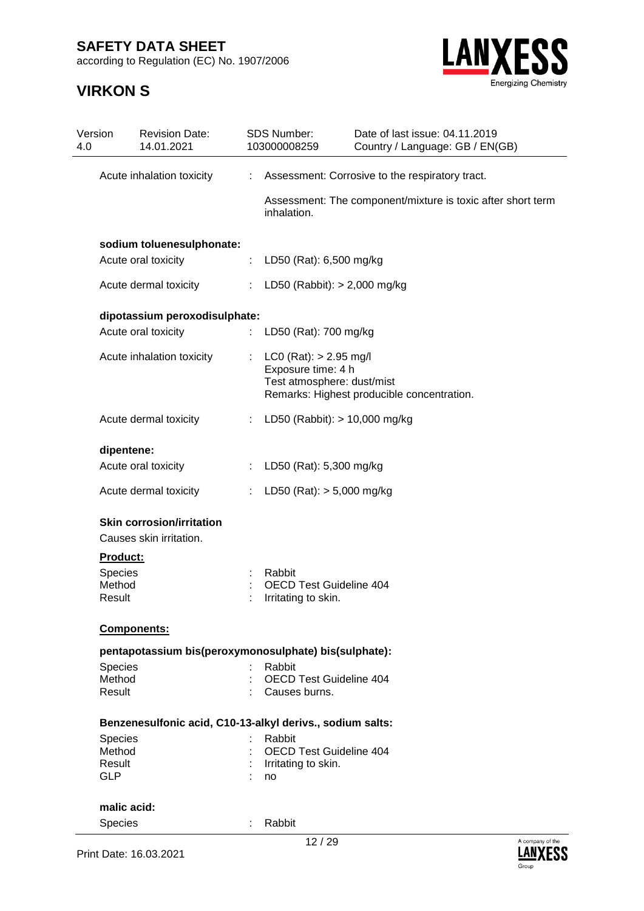Acute inhalation toxicity : Assessment: Corrosive to the respiratory tract.

Assessment: The component/mixture is toxic after short term inhalation.

**sodium toluenesulphonate:**

Acute oral toxicity : LD50 (Rat): 6,500 mg/kg

Acute dermal toxicity : LD50 (Rabbit): > 2,000 mg/kg

**dipotassium peroxodisulphate:**

Acute oral toxicity : LD50 (Rat): 700 mg/kg

Acute inhalation toxicity : LC0 (Rat): > 2.95 mg/l
Exposure time: 4 h
Test atmosphere: dust/mist
Remarks: Highest producible concentration.

Acute dermal toxicity : LD50 (Rabbit): > 10,000 mg/kg

**dipentene:**

Acute oral toxicity : LD50 (Rat): 5,300 mg/kg

Acute dermal toxicity : LD50 (Rat): > 5,000 mg/kg

**Skin corrosion/irritation**

Causes skin irritation.

**Product:**

Species : Rabbit
Method : OECD Test Guideline 404
Result : Irritating to skin.

**Components:**

**pentapotassium bis(peroxymonosulphate) bis(sulphate):**

Species : Rabbit
Method : OECD Test Guideline 404
Result : Causes burns.

**Benzenesulfonic acid, C10-13-alkyl derivs., sodium salts:**

Species : Rabbit
Method : OECD Test Guideline 404
Result : Irritating to skin.
GLP : no

**malic acid:**

Species : Rabbit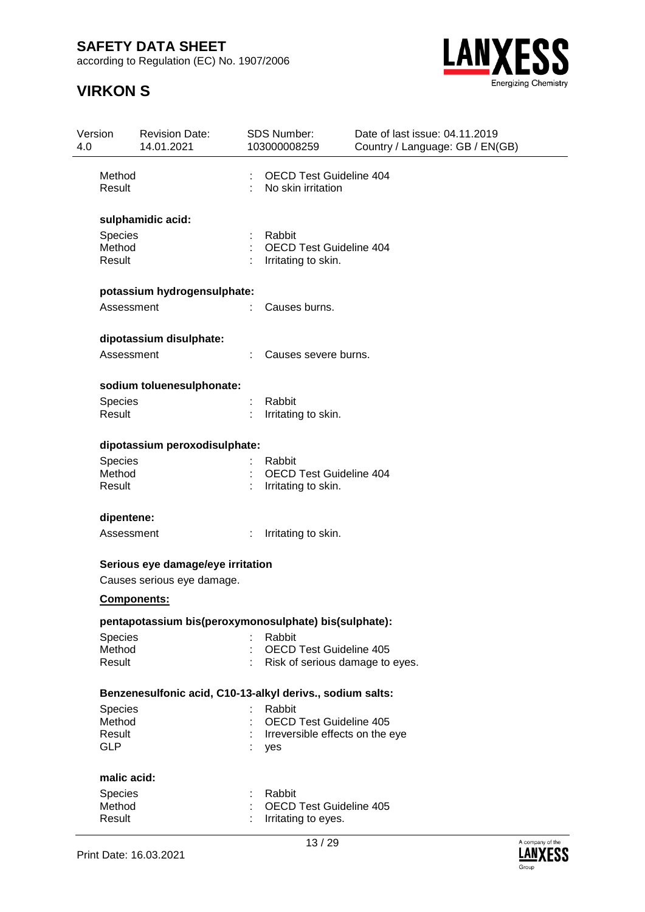Method : OECD Test Guideline 404
Result : No skin irritation

**sulphamidic acid:**

Species : Rabbit
Method : OECD Test Guideline 404
Result : Irritating to skin.

**potassium hydrogensulphate:**

Assessment : Causes burns.

**dipotassium disulphate:**

Assessment : Causes severe burns.

**sodium toluenesulphonate:**

Species : Rabbit
Result : Irritating to skin.

**dipotassium peroxodisulphate:**

Species : Rabbit
Method : OECD Test Guideline 404
Result : Irritating to skin.

**dipentene:**

Assessment : Irritating to skin.

**Serious eye damage/eye irritation**

Causes serious eye damage.

**Components:**

**pentapotassium bis(peroxymonosulphate) bis(sulphate):**

Species : Rabbit
Method : OECD Test Guideline 405
Result : Risk of serious damage to eyes.

**Benzenesulfonic acid, C10-13-alkyl derivs., sodium salts:**

Species : Rabbit
Method : OECD Test Guideline 405
Result : Irreversible effects on the eye
GLP : yes

**malic acid:**

Species : Rabbit
Method : OECD Test Guideline 405
Result : Irritating to eyes.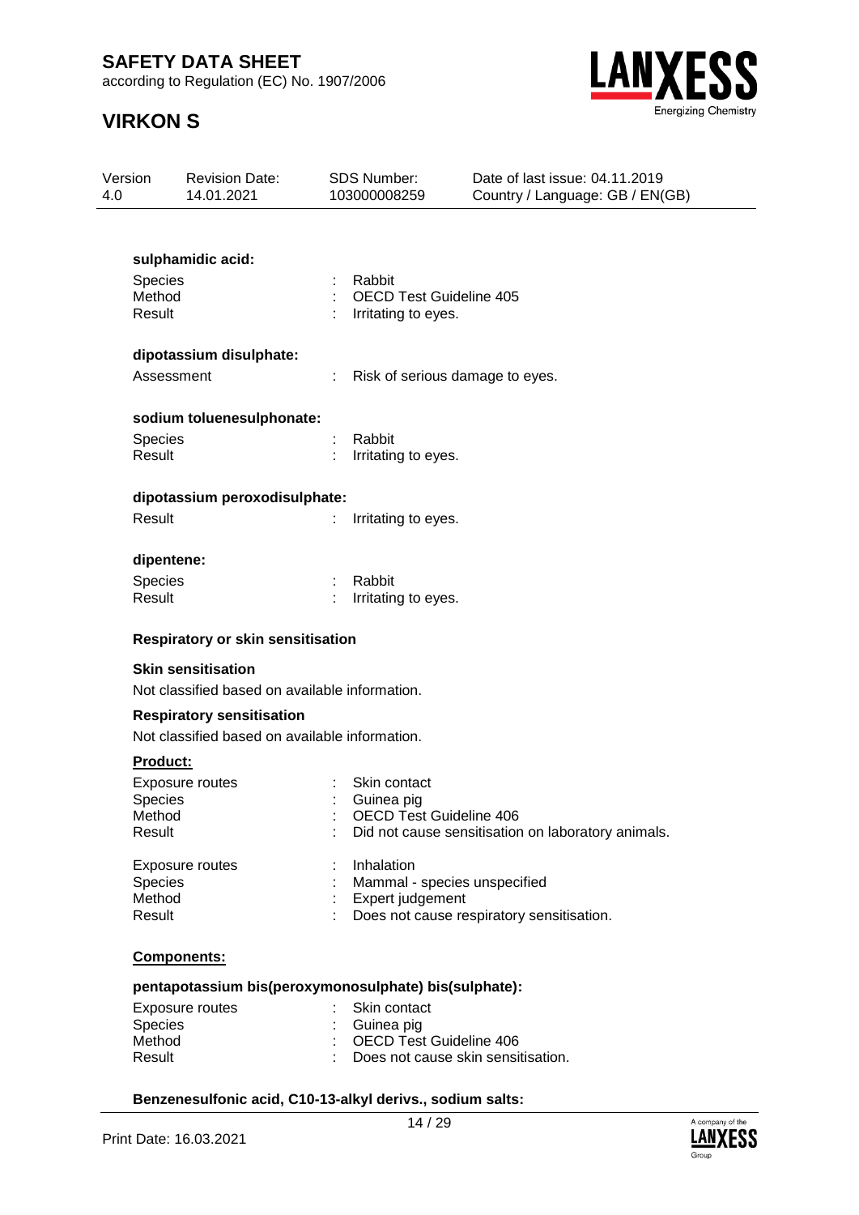**sulphamidic acid:**

| | | |
|---|---|---|
| Species | : | Rabbit |
| Method | : | OECD Test Guideline 405 |
| Result | : | Irritating to eyes. |

**dipotassium disulphate:**

| | | |
|---|---|---|
| Assessment | : | Risk of serious damage to eyes. |

**sodium toluenesulphonate:**

| | | |
|---|---|---|
| Species | : | Rabbit |
| Result | : | Irritating to eyes. |

**dipotassium peroxodisulphate:**

| | | |
|---|---|---|
| Result | : | Irritating to eyes. |

**dipentene:**

| | | |
|---|---|---|
| Species | : | Rabbit |
| Result | : | Irritating to eyes. |

**Respiratory or skin sensitisation**

**Skin sensitisation**

Not classified based on available information.

**Respiratory sensitisation**

Not classified based on available information.

**Product:**

| | | |
|---|---|---|
| Exposure routes | : | Skin contact |
| Species | : | Guinea pig |
| Method | : | OECD Test Guideline 406 |
| Result | : | Did not cause sensitisation on laboratory animals. |

| | | |
|---|---|---|
| Exposure routes | : | Inhalation |
| Species | : | Mammal - species unspecified |
| Method | : | Expert judgement |
| Result | : | Does not cause respiratory sensitisation. |

**Components:**

**pentapotassium bis(peroxymonosulphate) bis(sulphate):**

| | | |
|---|---|---|
| Exposure routes | : | Skin contact |
| Species | : | Guinea pig |
| Method | : | OECD Test Guideline 406 |
| Result | : | Does not cause skin sensitisation. |

**Benzenesulfonic acid, C10-13-alkyl derivs., sodium salts:**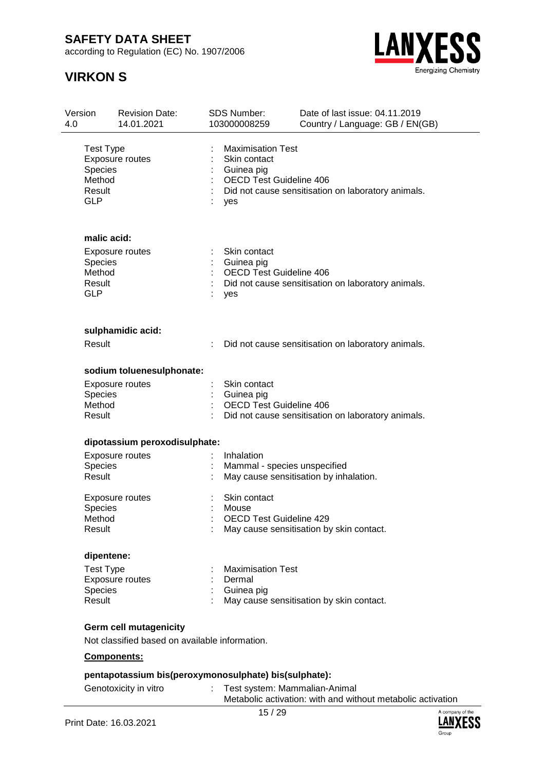| | | |
|---|---|---|
| Test Type | : | Maximisation Test |
| Exposure routes | : | Skin contact |
| Species | : | Guinea pig |
| Method | : | OECD Test Guideline 406 |
| Result | : | Did not cause sensitisation on laboratory animals. |
| GLP | : | yes |

**malic acid:**

| | | |
|---|---|---|
| Exposure routes | : | Skin contact |
| Species | : | Guinea pig |
| Method | : | OECD Test Guideline 406 |
| Result | : | Did not cause sensitisation on laboratory animals. |
| GLP | : | yes |

**sulphamidic acid:**

| | | |
|---|---|---|
| Result | : | Did not cause sensitisation on laboratory animals. |

**sodium toluenesulphonate:**

| | | |
|---|---|---|
| Exposure routes | : | Skin contact |
| Species | : | Guinea pig |
| Method | : | OECD Test Guideline 406 |
| Result | : | Did not cause sensitisation on laboratory animals. |

**dipotassium peroxodisulphate:**

| | | |
|---|---|---|
| Exposure routes | : | Inhalation |
| Species | : | Mammal - species unspecified |
| Result | : | May cause sensitisation by inhalation. |

| | | |
|---|---|---|
| Exposure routes | : | Skin contact |
| Species | : | Mouse |
| Method | : | OECD Test Guideline 429 |
| Result | : | May cause sensitisation by skin contact. |

**dipentene:**

| | | |
|---|---|---|
| Test Type | : | Maximisation Test |
| Exposure routes | : | Dermal |
| Species | : | Guinea pig |
| Result | : | May cause sensitisation by skin contact. |

**Germ cell mutagenicity**

Not classified based on available information.

**Components:**

**pentapotassium bis(peroxymonosulphate) bis(sulphate):**

| | | |
|---|---|---|
| Genotoxicity in vitro | : | Test system: Mammalian-Animal<br>Metabolic activation: with and without metabolic activation |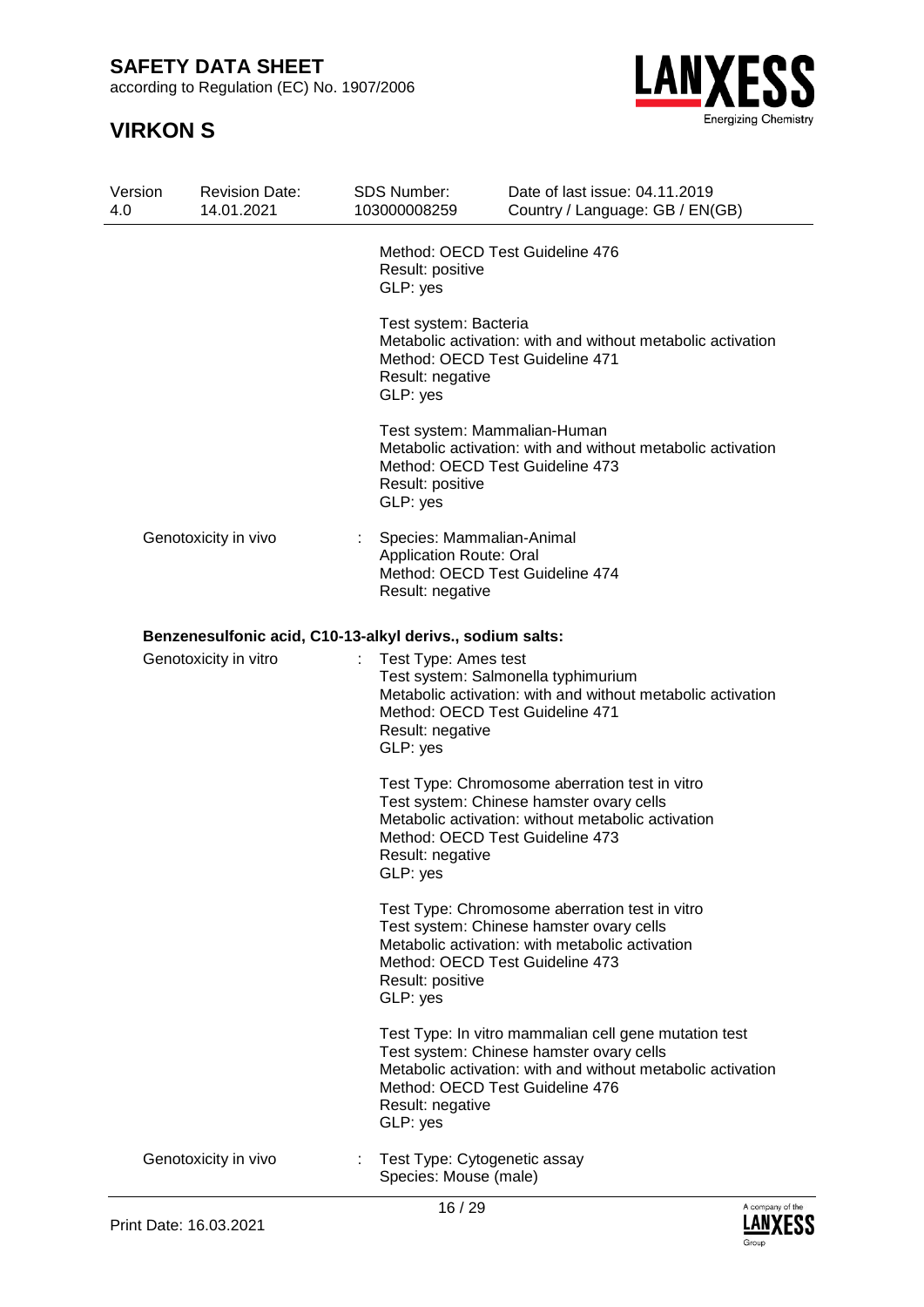Method: OECD Test Guideline 476
Result: positive
GLP: yes

Test system: Bacteria
Metabolic activation: with and without metabolic activation
Method: OECD Test Guideline 471
Result: negative
GLP: yes

Test system: Mammalian-Human
Metabolic activation: with and without metabolic activation
Method: OECD Test Guideline 473
Result: positive
GLP: yes

Genotoxicity in vivo : Species: Mammalian-Animal
Application Route: Oral
Method: OECD Test Guideline 474
Result: negative

**Benzenesulfonic acid, C10-13-alkyl derivs., sodium salts:**

Genotoxicity in vitro : Test Type: Ames test
Test system: Salmonella typhimurium
Metabolic activation: with and without metabolic activation
Method: OECD Test Guideline 471
Result: negative
GLP: yes

Test Type: Chromosome aberration test in vitro
Test system: Chinese hamster ovary cells
Metabolic activation: without metabolic activation
Method: OECD Test Guideline 473
Result: negative
GLP: yes

Test Type: Chromosome aberration test in vitro
Test system: Chinese hamster ovary cells
Metabolic activation: with metabolic activation
Method: OECD Test Guideline 473
Result: positive
GLP: yes

Test Type: In vitro mammalian cell gene mutation test
Test system: Chinese hamster ovary cells
Metabolic activation: with and without metabolic activation
Method: OECD Test Guideline 476
Result: negative
GLP: yes

Genotoxicity in vivo : Test Type: Cytogenetic assay
Species: Mouse (male)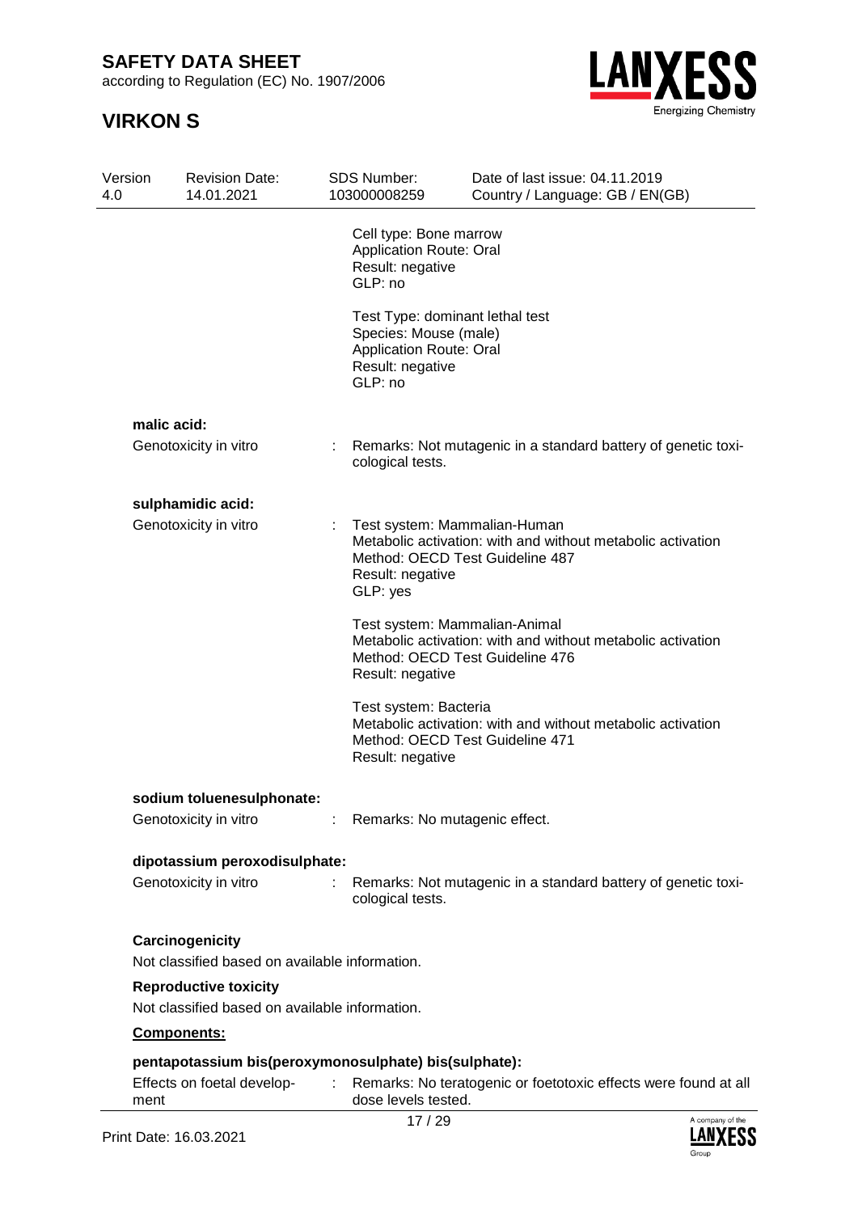Cell type: Bone marrow
Application Route: Oral
Result: negative
GLP: no

Test Type: dominant lethal test
Species: Mouse (male)
Application Route: Oral
Result: negative
GLP: no

**malic acid:**

Genotoxicity in vitro : Remarks: Not mutagenic in a standard battery of genetic toxicological tests.

**sulphamidic acid:**

Genotoxicity in vitro : Test system: Mammalian-Human
Metabolic activation: with and without metabolic activation
Method: OECD Test Guideline 487
Result: negative
GLP: yes

Test system: Mammalian-Animal
Metabolic activation: with and without metabolic activation
Method: OECD Test Guideline 476
Result: negative

Test system: Bacteria
Metabolic activation: with and without metabolic activation
Method: OECD Test Guideline 471
Result: negative

**sodium toluenesulphonate:**

Genotoxicity in vitro : Remarks: No mutagenic effect.

**dipotassium peroxodisulphate:**

Genotoxicity in vitro : Remarks: Not mutagenic in a standard battery of genetic toxicological tests.

**Carcinogenicity**

Not classified based on available information.

**Reproductive toxicity**

Not classified based on available information.

**Components:**

**pentapotassium bis(peroxymonosulphate) bis(sulphate):**

Effects on foetal development : Remarks: No teratogenic or foetotoxic effects were found at all dose levels tested.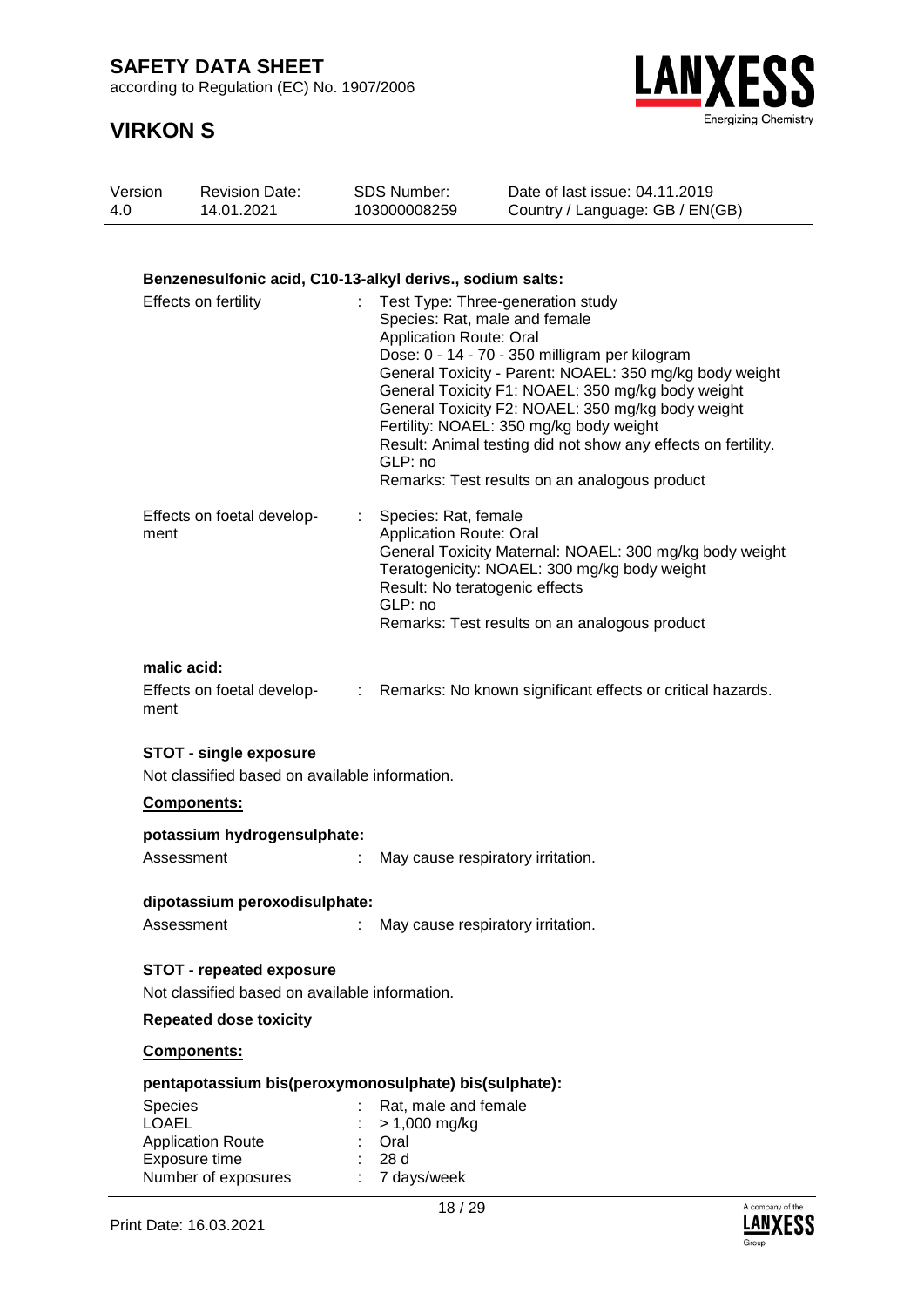**Benzenesulfonic acid, C10-13-alkyl derivs., sodium salts:**

Effects on fertility : Test Type: Three-generation study
Species: Rat, male and female
Application Route: Oral
Dose: 0 - 14 - 70 - 350 milligram per kilogram
General Toxicity - Parent: NOAEL: 350 mg/kg body weight
General Toxicity F1: NOAEL: 350 mg/kg body weight
General Toxicity F2: NOAEL: 350 mg/kg body weight
Fertility: NOAEL: 350 mg/kg body weight
Result: Animal testing did not show any effects on fertility.
GLP: no
Remarks: Test results on an analogous product

Effects on foetal development : Species: Rat, female
Application Route: Oral
General Toxicity Maternal: NOAEL: 300 mg/kg body weight
Teratogenicity: NOAEL: 300 mg/kg body weight
Result: No teratogenic effects
GLP: no
Remarks: Test results on an analogous product

**malic acid:**

Effects on foetal development : Remarks: No known significant effects or critical hazards.

**STOT - single exposure**

Not classified based on available information.

**Components:**

**potassium hydrogensulphate:**

Assessment : May cause respiratory irritation.

**dipotassium peroxodisulphate:**

Assessment : May cause respiratory irritation.

**STOT - repeated exposure**

Not classified based on available information.

**Repeated dose toxicity**

**Components:**

**pentapotassium bis(peroxymonosulphate) bis(sulphate):**

Species : Rat, male and female
LOAEL : > 1,000 mg/kg
Application Route : Oral
Exposure time : 28 d
Number of exposures : 7 days/week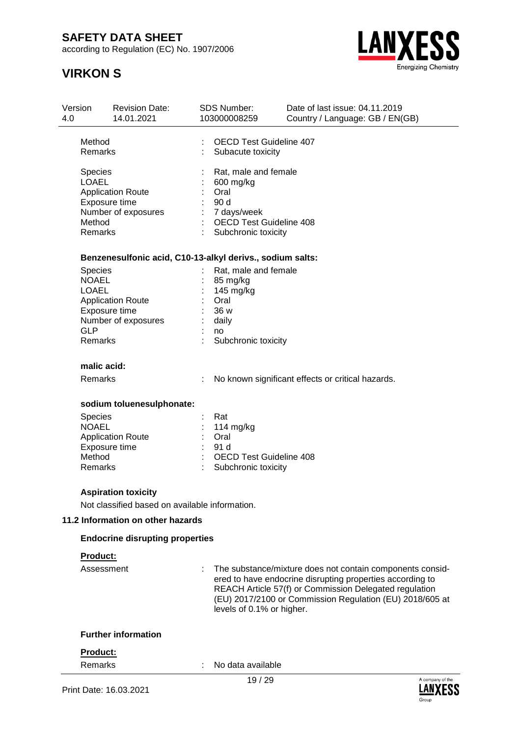| | | |
|---|---|---|
| Method | : | OECD Test Guideline 407 |
| Remarks | : | Subacute toxicity |

| | | |
|---|---|---|
| Species | : | Rat, male and female |
| LOAEL | : | 600 mg/kg |
| Application Route | : | Oral |
| Exposure time | : | 90 d |
| Number of exposures | : | 7 days/week |
| Method | : | OECD Test Guideline 408 |
| Remarks | : | Subchronic toxicity |

**Benzenesulfonic acid, C10-13-alkyl derivs., sodium salts:**

| | | |
|---|---|---|
| Species | : | Rat, male and female |
| NOAEL | : | 85 mg/kg |
| LOAEL | : | 145 mg/kg |
| Application Route | : | Oral |
| Exposure time | : | 36 w |
| Number of exposures | : | daily |
| GLP | : | no |
| Remarks | : | Subchronic toxicity |

**malic acid:**

| | | |
|---|---|---|
| Remarks | : | No known significant effects or critical hazards. |

**sodium toluenesulphonate:**

| | | |
|---|---|---|
| Species | : | Rat |
| NOAEL | : | 114 mg/kg |
| Application Route | : | Oral |
| Exposure time | : | 91 d |
| Method | : | OECD Test Guideline 408 |
| Remarks | : | Subchronic toxicity |

**Aspiration toxicity**

Not classified based on available information.

## 11.2 Information on other hazards

**Endocrine disrupting properties**

**Product:**

| | | |
|---|---|---|
| Assessment | : | The substance/mixture does not contain components considered to have endocrine disrupting properties according to REACH Article 57(f) or Commission Delegated regulation (EU) 2017/2100 or Commission Regulation (EU) 2018/605 at levels of 0.1% or higher. |

**Further information**

**Product:**

| | | |
|---|---|---|
| Remarks | : | No data available |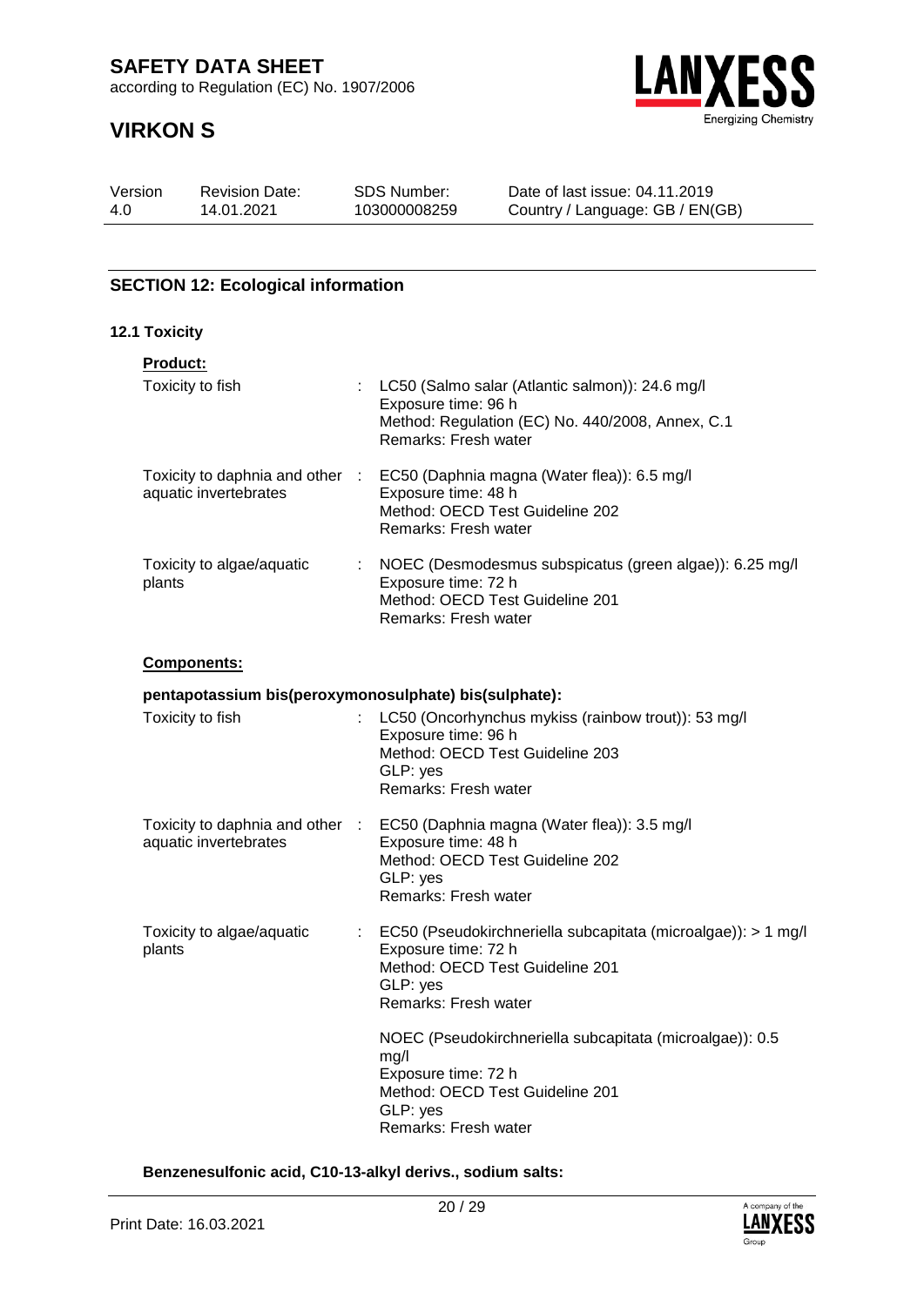## SECTION 12: Ecological information

### 12.1 Toxicity

**Product:**

| | | |
|---|---|---|
| Toxicity to fish | : | LC50 (Salmo salar (Atlantic salmon)): 24.6 mg/l<br>Exposure time: 96 h<br>Method: Regulation (EC) No. 440/2008, Annex, C.1<br>Remarks: Fresh water |
| Toxicity to daphnia and other aquatic invertebrates | : | EC50 (Daphnia magna (Water flea)): 6.5 mg/l<br>Exposure time: 48 h<br>Method: OECD Test Guideline 202<br>Remarks: Fresh water |
| Toxicity to algae/aquatic plants | : | NOEC (Desmodesmus subspicatus (green algae)): 6.25 mg/l<br>Exposure time: 72 h<br>Method: OECD Test Guideline 201<br>Remarks: Fresh water |

**Components:**

**pentapotassium bis(peroxymonosulphate) bis(sulphate):**

| | | |
|---|---|---|
| Toxicity to fish | : | LC50 (Oncorhynchus mykiss (rainbow trout)): 53 mg/l<br>Exposure time: 96 h<br>Method: OECD Test Guideline 203<br>GLP: yes<br>Remarks: Fresh water |
| Toxicity to daphnia and other aquatic invertebrates | : | EC50 (Daphnia magna (Water flea)): 3.5 mg/l<br>Exposure time: 48 h<br>Method: OECD Test Guideline 202<br>GLP: yes<br>Remarks: Fresh water |
| Toxicity to algae/aquatic plants | : | EC50 (Pseudokirchneriella subcapitata (microalgae)): > 1 mg/l<br>Exposure time: 72 h<br>Method: OECD Test Guideline 201<br>GLP: yes<br>Remarks: Fresh water<br><br>NOEC (Pseudokirchneriella subcapitata (microalgae)): 0.5 mg/l<br>Exposure time: 72 h<br>Method: OECD Test Guideline 201<br>GLP: yes<br>Remarks: Fresh water |

**Benzenesulfonic acid, C10-13-alkyl derivs., sodium salts:**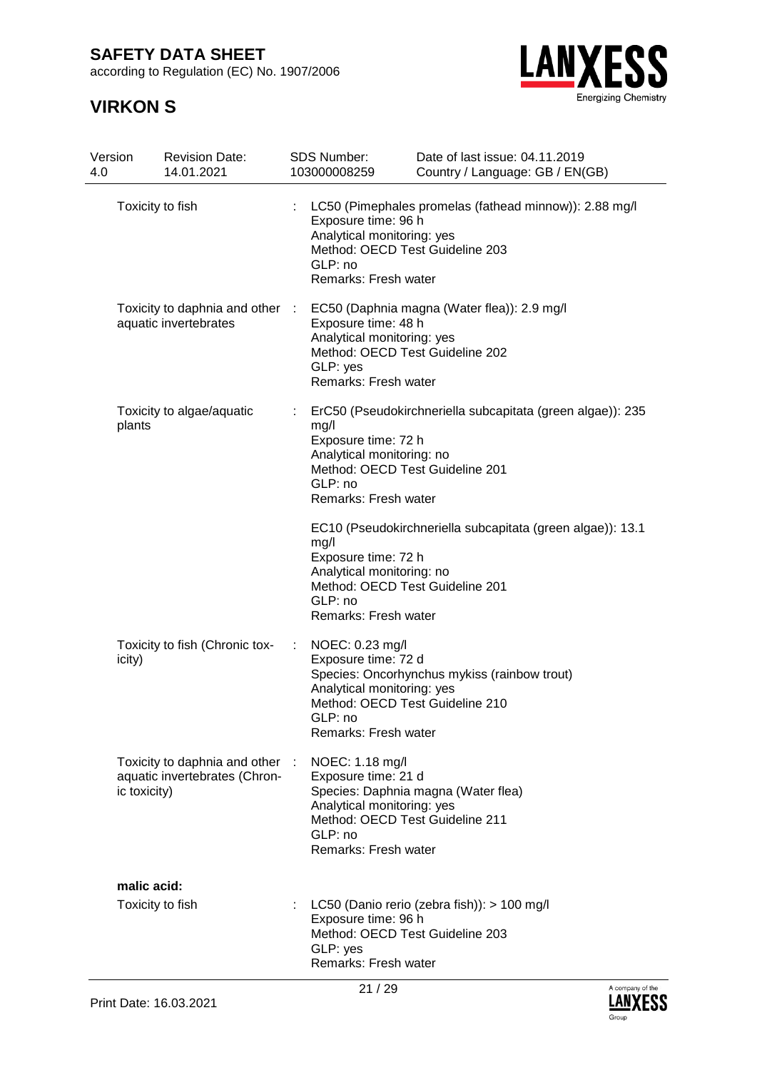| | | |
|---|---|---|
| Toxicity to fish | : | LC50 (Pimephales promelas (fathead minnow)): 2.88 mg/l<br>Exposure time: 96 h<br>Analytical monitoring: yes<br>Method: OECD Test Guideline 203<br>GLP: no<br>Remarks: Fresh water |
| Toxicity to daphnia and other aquatic invertebrates | : | EC50 (Daphnia magna (Water flea)): 2.9 mg/l<br>Exposure time: 48 h<br>Analytical monitoring: yes<br>Method: OECD Test Guideline 202<br>GLP: yes<br>Remarks: Fresh water |
| Toxicity to algae/aquatic plants | : | ErC50 (Pseudokirchneriella subcapitata (green algae)): 235 mg/l<br>Exposure time: 72 h<br>Analytical monitoring: no<br>Method: OECD Test Guideline 201<br>GLP: no<br>Remarks: Fresh water<br><br>EC10 (Pseudokirchneriella subcapitata (green algae)): 13.1 mg/l<br>Exposure time: 72 h<br>Analytical monitoring: no<br>Method: OECD Test Guideline 201<br>GLP: no<br>Remarks: Fresh water |
| Toxicity to fish (Chronic toxicity) | : | NOEC: 0.23 mg/l<br>Exposure time: 72 d<br>Species: Oncorhynchus mykiss (rainbow trout)<br>Analytical monitoring: yes<br>Method: OECD Test Guideline 210<br>GLP: no<br>Remarks: Fresh water |
| Toxicity to daphnia and other aquatic invertebrates (Chronic toxicity) | : | NOEC: 1.18 mg/l<br>Exposure time: 21 d<br>Species: Daphnia magna (Water flea)<br>Analytical monitoring: yes<br>Method: OECD Test Guideline 211<br>GLP: no<br>Remarks: Fresh water |

**malic acid:**

| | | |
|---|---|---|
| Toxicity to fish | : | LC50 (Danio rerio (zebra fish)): > 100 mg/l<br>Exposure time: 96 h<br>Method: OECD Test Guideline 203<br>GLP: yes<br>Remarks: Fresh water |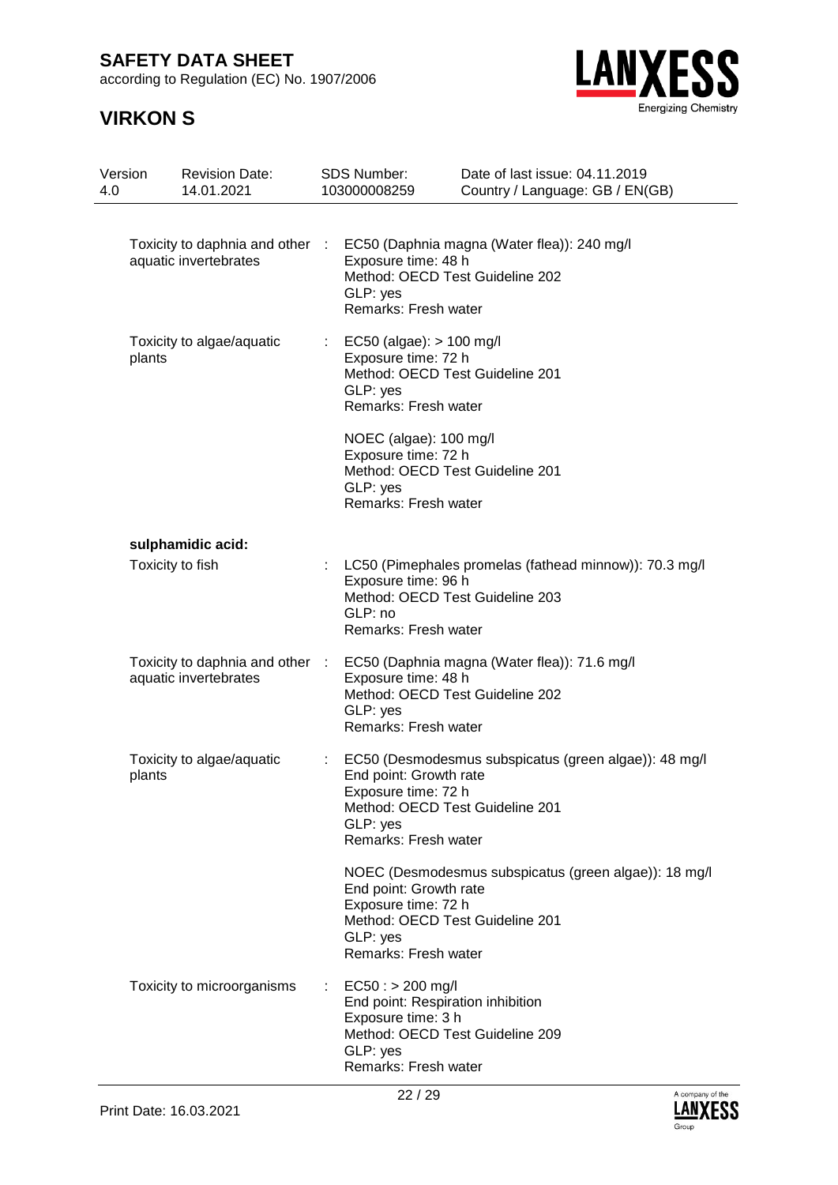| | | |
|---|---|---|
| Toxicity to daphnia and other aquatic invertebrates | : | EC50 (Daphnia magna (Water flea)): 240 mg/l<br>Exposure time: 48 h<br>Method: OECD Test Guideline 202<br>GLP: yes<br>Remarks: Fresh water |
| Toxicity to algae/aquatic plants | : | EC50 (algae): > 100 mg/l<br>Exposure time: 72 h<br>Method: OECD Test Guideline 201<br>GLP: yes<br>Remarks: Fresh water<br><br>NOEC (algae): 100 mg/l<br>Exposure time: 72 h<br>Method: OECD Test Guideline 201<br>GLP: yes<br>Remarks: Fresh water |

**sulphamidic acid:**

| | | |
|---|---|---|
| Toxicity to fish | : | LC50 (Pimephales promelas (fathead minnow)): 70.3 mg/l<br>Exposure time: 96 h<br>Method: OECD Test Guideline 203<br>GLP: no<br>Remarks: Fresh water |
| Toxicity to daphnia and other aquatic invertebrates | : | EC50 (Daphnia magna (Water flea)): 71.6 mg/l<br>Exposure time: 48 h<br>Method: OECD Test Guideline 202<br>GLP: yes<br>Remarks: Fresh water |
| Toxicity to algae/aquatic plants | : | EC50 (Desmodesmus subspicatus (green algae)): 48 mg/l<br>End point: Growth rate<br>Exposure time: 72 h<br>Method: OECD Test Guideline 201<br>GLP: yes<br>Remarks: Fresh water<br><br>NOEC (Desmodesmus subspicatus (green algae)): 18 mg/l<br>End point: Growth rate<br>Exposure time: 72 h<br>Method: OECD Test Guideline 201<br>GLP: yes<br>Remarks: Fresh water |
| Toxicity to microorganisms | : | EC50 : > 200 mg/l<br>End point: Respiration inhibition<br>Exposure time: 3 h<br>Method: OECD Test Guideline 209<br>GLP: yes<br>Remarks: Fresh water |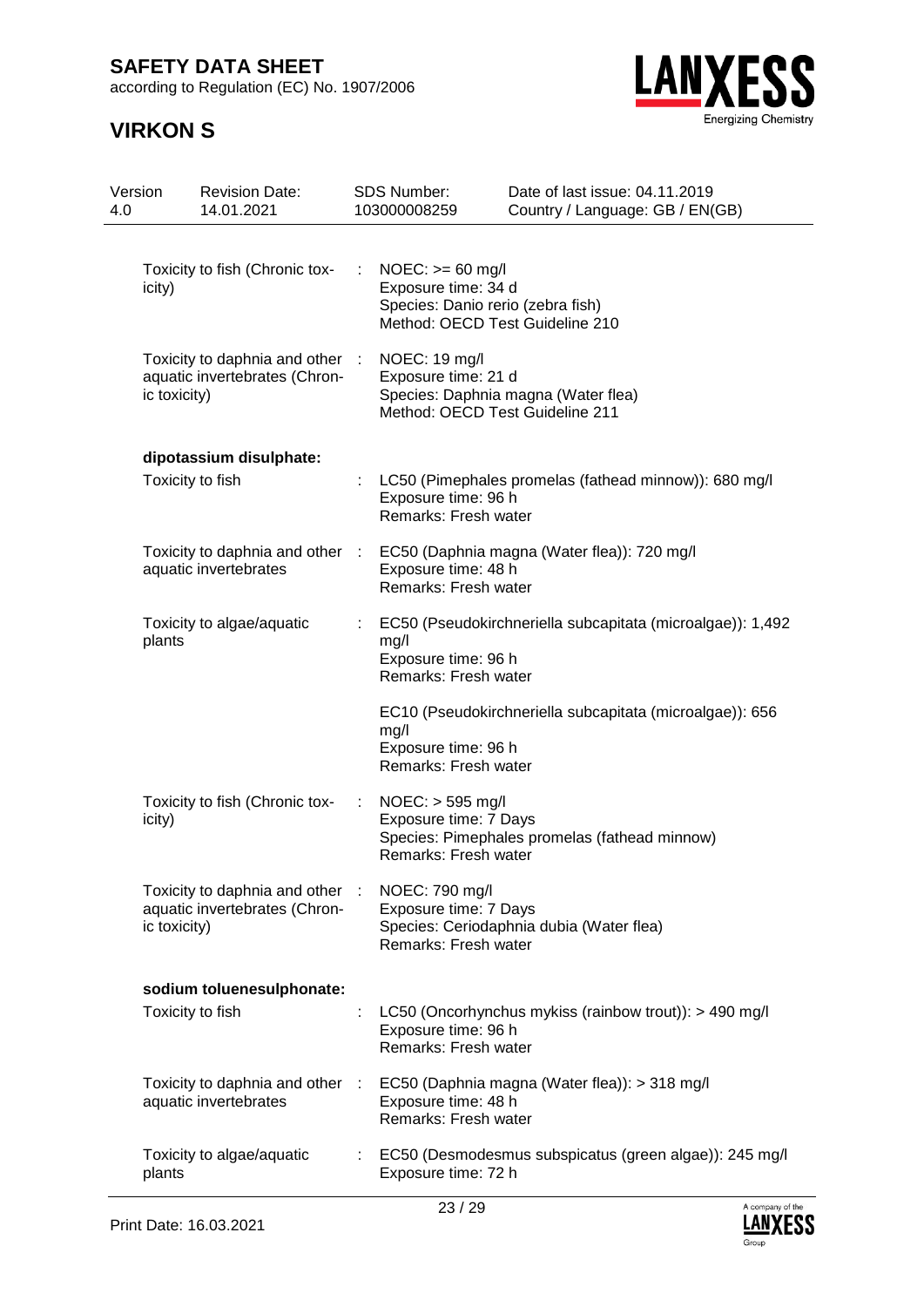| | | |
|---|---|---|
| Toxicity to fish (Chronic toxicity) | : | NOEC: >= 60 mg/l<br>Exposure time: 34 d<br>Species: Danio rerio (zebra fish)<br>Method: OECD Test Guideline 210 |
| Toxicity to daphnia and other aquatic invertebrates (Chronic toxicity) | : | NOEC: 19 mg/l<br>Exposure time: 21 d<br>Species: Daphnia magna (Water flea)<br>Method: OECD Test Guideline 211 |

**dipotassium disulphate:**

| | | |
|---|---|---|
| Toxicity to fish | : | LC50 (Pimephales promelas (fathead minnow)): 680 mg/l<br>Exposure time: 96 h<br>Remarks: Fresh water |
| Toxicity to daphnia and other aquatic invertebrates | : | EC50 (Daphnia magna (Water flea)): 720 mg/l<br>Exposure time: 48 h<br>Remarks: Fresh water |
| Toxicity to algae/aquatic plants | : | EC50 (Pseudokirchneriella subcapitata (microalgae)): 1,492 mg/l<br>Exposure time: 96 h<br>Remarks: Fresh water<br><br>EC10 (Pseudokirchneriella subcapitata (microalgae)): 656 mg/l<br>Exposure time: 96 h<br>Remarks: Fresh water |
| Toxicity to fish (Chronic toxicity) | : | NOEC: > 595 mg/l<br>Exposure time: 7 Days<br>Species: Pimephales promelas (fathead minnow)<br>Remarks: Fresh water |
| Toxicity to daphnia and other aquatic invertebrates (Chronic toxicity) | : | NOEC: 790 mg/l<br>Exposure time: 7 Days<br>Species: Ceriodaphnia dubia (Water flea)<br>Remarks: Fresh water |

**sodium toluenesulphonate:**

| | | |
|---|---|---|
| Toxicity to fish | : | LC50 (Oncorhynchus mykiss (rainbow trout)): > 490 mg/l<br>Exposure time: 96 h<br>Remarks: Fresh water |
| Toxicity to daphnia and other aquatic invertebrates | : | EC50 (Daphnia magna (Water flea)): > 318 mg/l<br>Exposure time: 48 h<br>Remarks: Fresh water |
| Toxicity to algae/aquatic plants | : | EC50 (Desmodesmus subspicatus (green algae)): 245 mg/l<br>Exposure time: 72 h |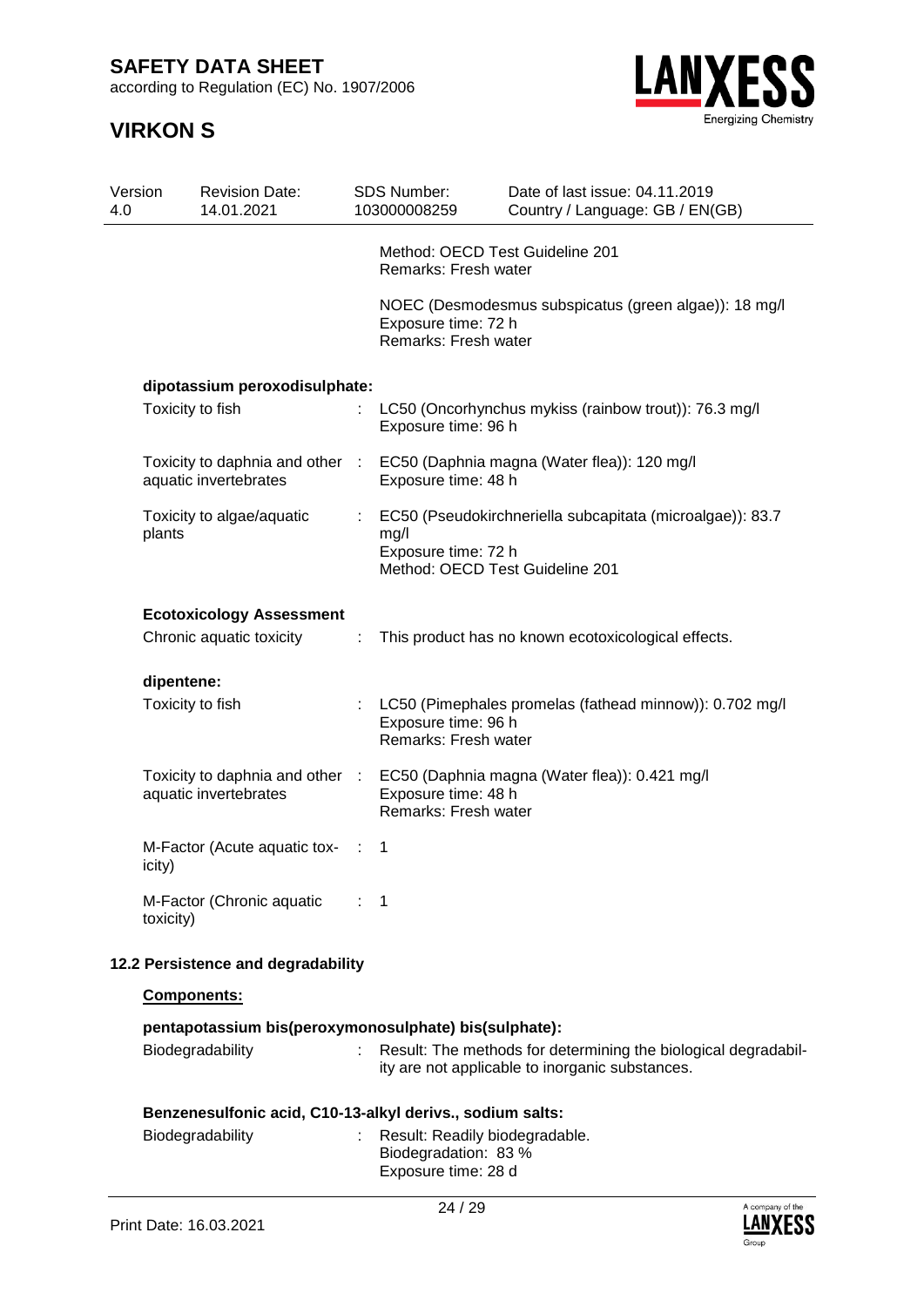Method: OECD Test Guideline 201
Remarks: Fresh water

NOEC (Desmodesmus subspicatus (green algae)): 18 mg/l
Exposure time: 72 h
Remarks: Fresh water

**dipotassium peroxodisulphate:**

| | | |
|---|---|---|
| Toxicity to fish | : | LC50 (Oncorhynchus mykiss (rainbow trout)): 76.3 mg/l<br>Exposure time: 96 h |
| Toxicity to daphnia and other aquatic invertebrates | : | EC50 (Daphnia magna (Water flea)): 120 mg/l<br>Exposure time: 48 h |
| Toxicity to algae/aquatic plants | : | EC50 (Pseudokirchneriella subcapitata (microalgae)): 83.7 mg/l<br>Exposure time: 72 h<br>Method: OECD Test Guideline 201 |

**Ecotoxicology Assessment**

| | | |
|---|---|---|
| Chronic aquatic toxicity | : | This product has no known ecotoxicological effects. |

**dipentene:**

| | | |
|---|---|---|
| Toxicity to fish | : | LC50 (Pimephales promelas (fathead minnow)): 0.702 mg/l<br>Exposure time: 96 h<br>Remarks: Fresh water |
| Toxicity to daphnia and other aquatic invertebrates | : | EC50 (Daphnia magna (Water flea)): 0.421 mg/l<br>Exposure time: 48 h<br>Remarks: Fresh water |
| M-Factor (Acute aquatic toxicity) | : | 1 |
| M-Factor (Chronic aquatic toxicity) | : | 1 |

## 12.2 Persistence and degradability

**Components:**

**pentapotassium bis(peroxymonosulphate) bis(sulphate):**

| | | |
|---|---|---|
| Biodegradability | : | Result: The methods for determining the biological degradability are not applicable to inorganic substances. |

**Benzenesulfonic acid, C10-13-alkyl derivs., sodium salts:**

| | | |
|---|---|---|
| Biodegradability | : | Result: Readily biodegradable.<br>Biodegradation: 83 %<br>Exposure time: 28 d |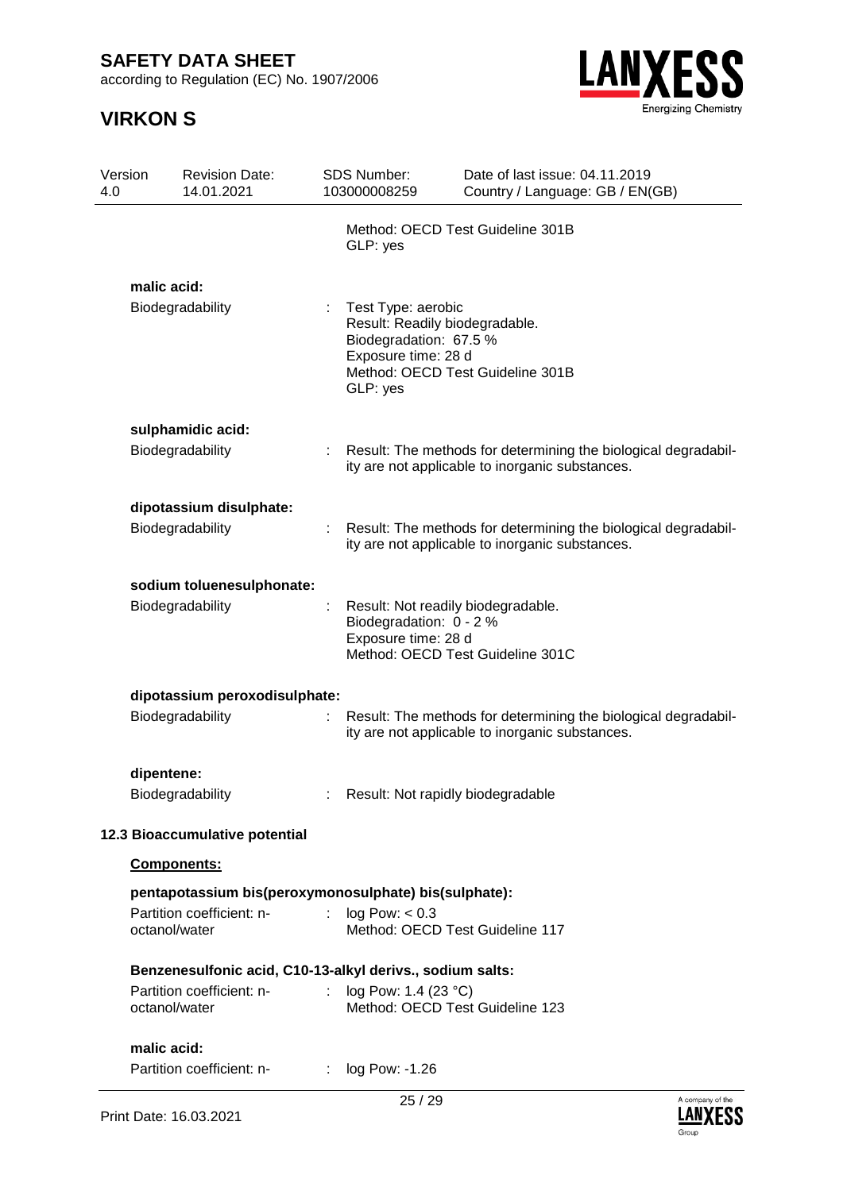Method: OECD Test Guideline 301B
GLP: yes

**malic acid:**

Biodegradability : Test Type: aerobic
Result: Readily biodegradable.
Biodegradation: 67.5 %
Exposure time: 28 d
Method: OECD Test Guideline 301B
GLP: yes

**sulphamidic acid:**

Biodegradability : Result: The methods for determining the biological degradability are not applicable to inorganic substances.

**dipotassium disulphate:**

Biodegradability : Result: The methods for determining the biological degradability are not applicable to inorganic substances.

**sodium toluenesulphonate:**

Biodegradability : Result: Not readily biodegradable.
Biodegradation: 0 - 2 %
Exposure time: 28 d
Method: OECD Test Guideline 301C

**dipotassium peroxodisulphate:**

Biodegradability : Result: The methods for determining the biological degradability are not applicable to inorganic substances.

**dipentene:**

Biodegradability : Result: Not rapidly biodegradable

### 12.3 Bioaccumulative potential

**Components:**

**pentapotassium bis(peroxymonosulphate) bis(sulphate):**

Partition coefficient: n-octanol/water : log Pow: < 0.3
Method: OECD Test Guideline 117

**Benzenesulfonic acid, C10-13-alkyl derivs., sodium salts:**

Partition coefficient: n-octanol/water : log Pow: 1.4 (23 °C)
Method: OECD Test Guideline 123

**malic acid:**

Partition coefficient: n- : log Pow: -1.26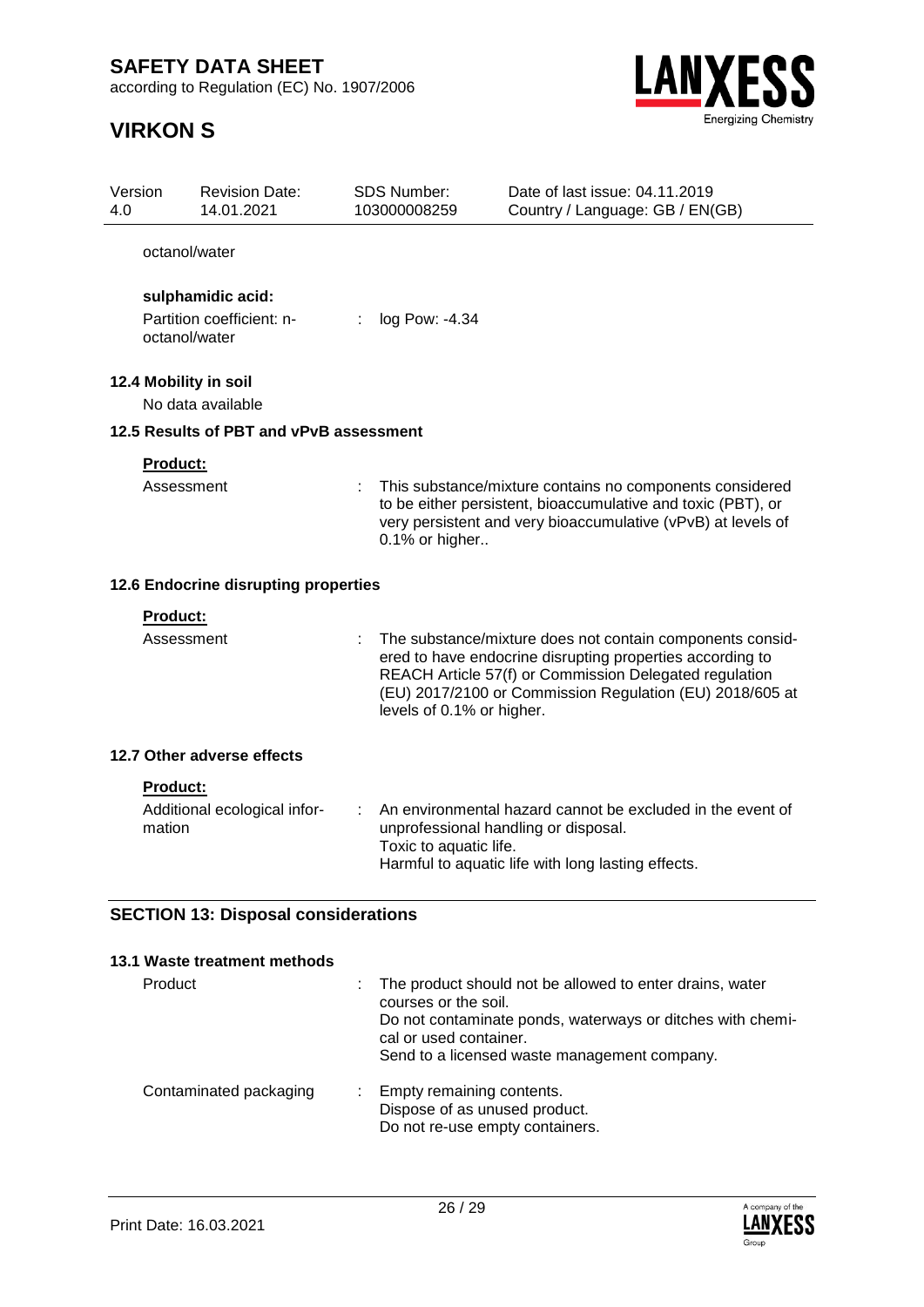octanol/water

**sulphamidic acid:**

| | | |
|---|---|---|
| Partition coefficient: n-octanol/water | : | log Pow: -4.34 |

**12.4 Mobility in soil**

No data available

**12.5 Results of PBT and vPvB assessment**

**Product:**

| | | |
|---|---|---|
| Assessment | : | This substance/mixture contains no components considered to be either persistent, bioaccumulative and toxic (PBT), or very persistent and very bioaccumulative (vPvB) at levels of 0.1% or higher.. |

**12.6 Endocrine disrupting properties**

**Product:**

| | | |
|---|---|---|
| Assessment | : | The substance/mixture does not contain components considered to have endocrine disrupting properties according to REACH Article 57(f) or Commission Delegated regulation (EU) 2017/2100 or Commission Regulation (EU) 2018/605 at levels of 0.1% or higher. |

**12.7 Other adverse effects**

**Product:**

| | | |
|---|---|---|
| Additional ecological information | : | An environmental hazard cannot be excluded in the event of unprofessional handling or disposal.<br>Toxic to aquatic life.<br>Harmful to aquatic life with long lasting effects. |

## SECTION 13: Disposal considerations

**13.1 Waste treatment methods**

| | | |
|---|---|---|
| Product | : | The product should not be allowed to enter drains, water courses or the soil.<br>Do not contaminate ponds, waterways or ditches with chemical or used container.<br>Send to a licensed waste management company. |
| Contaminated packaging | : | Empty remaining contents.<br>Dispose of as unused product.<br>Do not re-use empty containers. |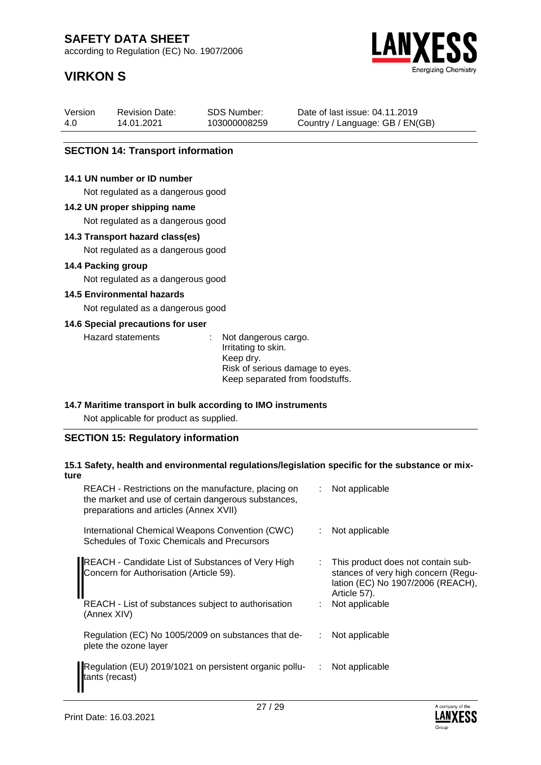## SECTION 14: Transport information

### 14.1 UN number or ID number

Not regulated as a dangerous good

### 14.2 UN proper shipping name

Not regulated as a dangerous good

### 14.3 Transport hazard class(es)

Not regulated as a dangerous good

### 14.4 Packing group

Not regulated as a dangerous good

### 14.5 Environmental hazards

Not regulated as a dangerous good

### 14.6 Special precautions for user

Hazard statements : Not dangerous cargo.
Irritating to skin.
Keep dry.
Risk of serious damage to eyes.
Keep separated from foodstuffs.

### 14.7 Maritime transport in bulk according to IMO instruments

Not applicable for product as supplied.

## SECTION 15: Regulatory information

### 15.1 Safety, health and environmental regulations/legislation specific for the substance or mixture

| | | |
|---|---|---|
| REACH - Restrictions on the manufacture, placing on the market and use of certain dangerous substances, preparations and articles (Annex XVII) | : | Not applicable |
| International Chemical Weapons Convention (CWC) Schedules of Toxic Chemicals and Precursors | : | Not applicable |
| REACH - Candidate List of Substances of Very High Concern for Authorisation (Article 59). | : | This product does not contain substances of very high concern (Regulation (EC) No 1907/2006 (REACH), Article 57). |
| REACH - List of substances subject to authorisation (Annex XIV) | : | Not applicable |
| Regulation (EC) No 1005/2009 on substances that deplete the ozone layer | : | Not applicable |
| Regulation (EU) 2019/1021 on persistent organic pollutants (recast) | : | Not applicable |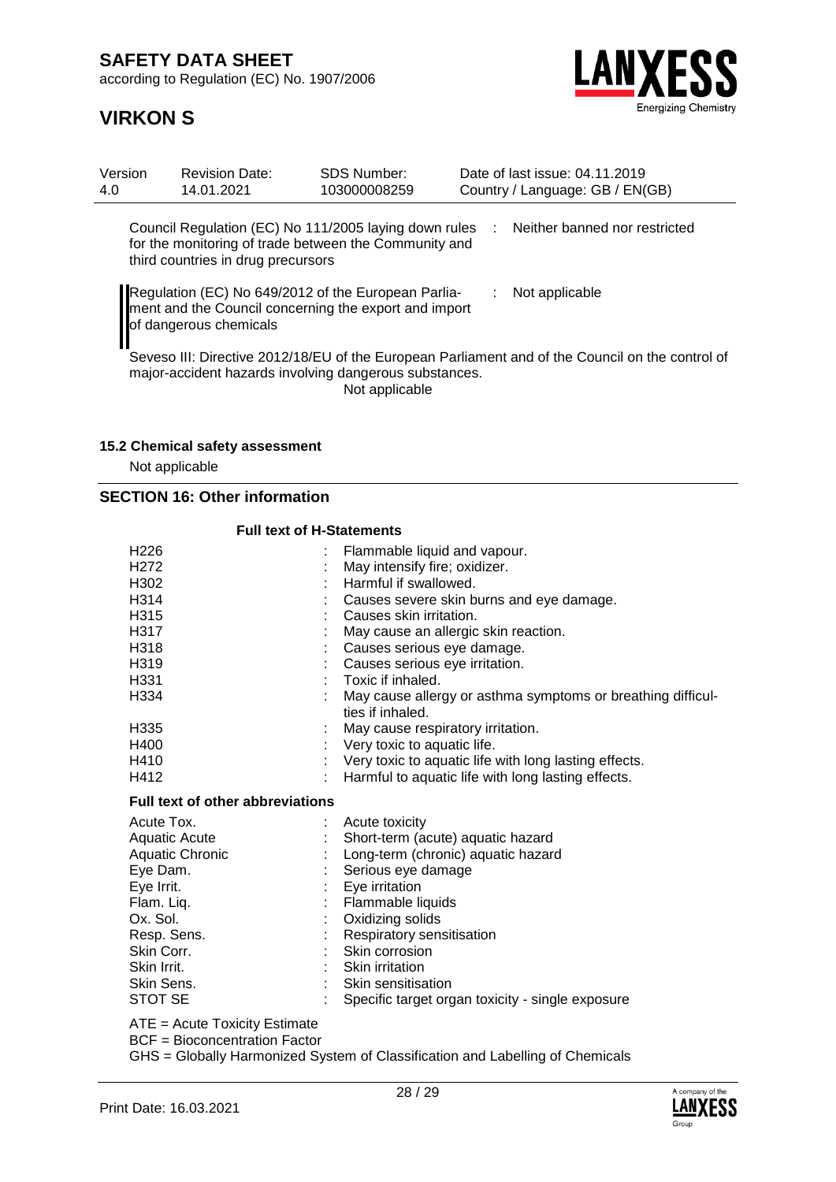| | | |
|---|---|---|
| Council Regulation (EC) No 111/2005 laying down rules for the monitoring of trade between the Community and third countries in drug precursors | : | Neither banned nor restricted |
| Regulation (EC) No 649/2012 of the European Parliament and the Council concerning the export and import of dangerous chemicals | : | Not applicable |

Seveso III: Directive 2012/18/EU of the European Parliament and of the Council on the control of major-accident hazards involving dangerous substances.
Not applicable

### 15.2 Chemical safety assessment

Not applicable

## SECTION 16: Other information

**Full text of H-Statements**

| | | |
|---|---|---|
| H226 | : | Flammable liquid and vapour. |
| H272 | : | May intensify fire; oxidizer. |
| H302 | : | Harmful if swallowed. |
| H314 | : | Causes severe skin burns and eye damage. |
| H315 | : | Causes skin irritation. |
| H317 | : | May cause an allergic skin reaction. |
| H318 | : | Causes serious eye damage. |
| H319 | : | Causes serious eye irritation. |
| H331 | : | Toxic if inhaled. |
| H334 | : | May cause allergy or asthma symptoms or breathing difficulties if inhaled. |
| H335 | : | May cause respiratory irritation. |
| H400 | : | Very toxic to aquatic life. |
| H410 | : | Very toxic to aquatic life with long lasting effects. |
| H412 | : | Harmful to aquatic life with long lasting effects. |

**Full text of other abbreviations**

| | | |
|---|---|---|
| Acute Tox. | : | Acute toxicity |
| Aquatic Acute | : | Short-term (acute) aquatic hazard |
| Aquatic Chronic | : | Long-term (chronic) aquatic hazard |
| Eye Dam. | : | Serious eye damage |
| Eye Irrit. | : | Eye irritation |
| Flam. Liq. | : | Flammable liquids |
| Ox. Sol. | : | Oxidizing solids |
| Resp. Sens. | : | Respiratory sensitisation |
| Skin Corr. | : | Skin corrosion |
| Skin Irrit. | : | Skin irritation |
| Skin Sens. | : | Skin sensitisation |
| STOT SE | : | Specific target organ toxicity - single exposure |

ATE = Acute Toxicity Estimate
BCF = Bioconcentration Factor
GHS = Globally Harmonized System of Classification and Labelling of Chemicals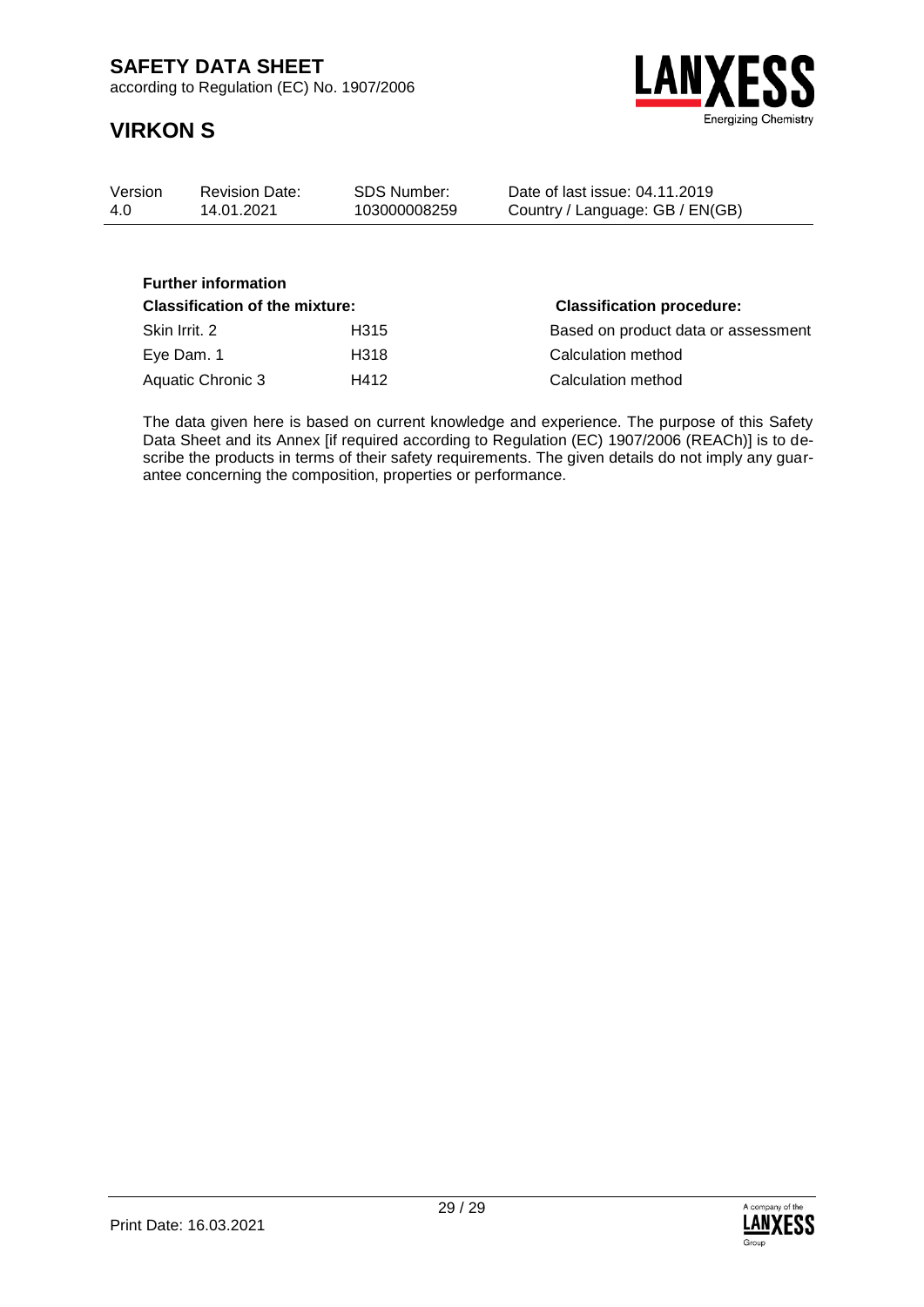**Further information**

| Classification of the mixture: | | Classification procedure: |
| --- | --- | --- |
| Skin Irrit. 2 | H315 | Based on product data or assessment |
| Eye Dam. 1 | H318 | Calculation method |
| Aquatic Chronic 3 | H412 | Calculation method |

The data given here is based on current knowledge and experience. The purpose of this Safety Data Sheet and its Annex [if required according to Regulation (EC) 1907/2006 (REACh)] is to describe the products in terms of their safety requirements. The given details do not imply any guarantee concerning the composition, properties or performance.